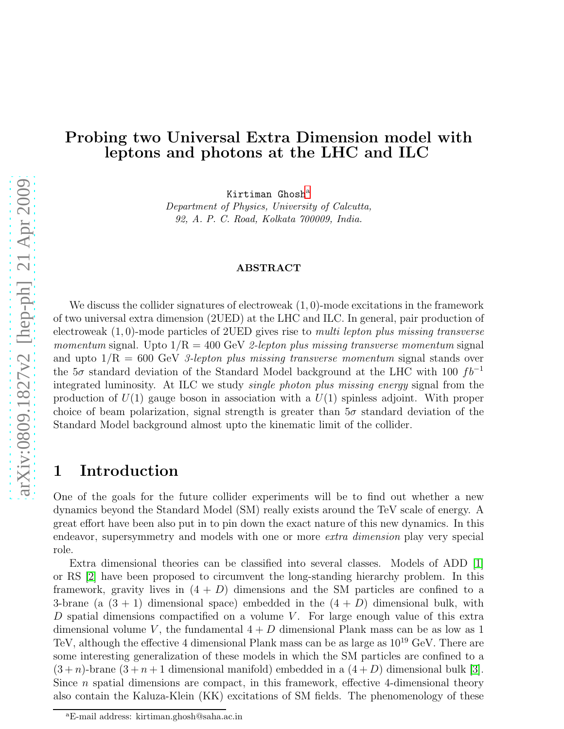# Probing two Universal Extra Dimension model with leptons and photons at the LHC and ILC

Kirtiman Ghosh[a]

*Department of Physics, University of Calcutta,*
*92, A. P. C. Road, Kolkata 700009, India.*

**ABSTRACT**

We discuss the collider signatures of electroweak $(1,0)$-mode excitations in the framework of two universal extra dimension (2UED) at the LHC and ILC. In general, pair production of electroweak $(1,0)$-mode particles of 2UED gives rise to *multi lepton plus missing transverse momentum* signal. Upto $1/\mathrm{R} = 400$ GeV *2-lepton plus missing transverse momentum* signal and upto $1/\mathrm{R} = 600$ GeV *3-lepton plus missing transverse momentum* signal stands over the $5\sigma$ standard deviation of the Standard Model background at the LHC with 100 $fb^{-1}$ integrated luminosity. At ILC we study *single photon plus missing energy* signal from the production of $U(1)$ gauge boson in association with a $U(1)$ spinless adjoint. With proper choice of beam polarization, signal strength is greater than $5\sigma$ standard deviation of the Standard Model background almost upto the kinematic limit of the collider.

## 1 Introduction

One of the goals for the future collider experiments will be to find out whether a new dynamics beyond the Standard Model (SM) really exists around the TeV scale of energy. A great effort have been also put in to pin down the exact nature of this new dynamics. In this endeavor, supersymmetry and models with one or more *extra dimension* play very special role.

Extra dimensional theories can be classified into several classes. Models of ADD [1] or RS [2] have been proposed to circumvent the long-standing hierarchy problem. In this framework, gravity lives in $(4 + D)$ dimensions and the SM particles are confined to a 3-brane (a $(3 + 1)$ dimensional space) embedded in the $(4 + D)$ dimensional bulk, with $D$ spatial dimensions compactified on a volume $V$. For large enough value of this extra dimensional volume $V$, the fundamental $4 + D$ dimensional Plank mass can be as low as 1 TeV, although the effective 4 dimensional Plank mass can be as large as $10^{19}$ GeV. There are some interesting generalization of these models in which the SM particles are confined to a $(3 + n)$-brane $(3 + n + 1$ dimensional manifold) embedded in a $(4 + D)$ dimensional bulk [3]. Since $n$ spatial dimensions are compact, in this framework, effective 4-dimensional theory also contain the Kaluza-Klein (KK) excitations of SM fields. The phenomenology of these

[a]E-mail address: kirtiman.ghosh@saha.ac.in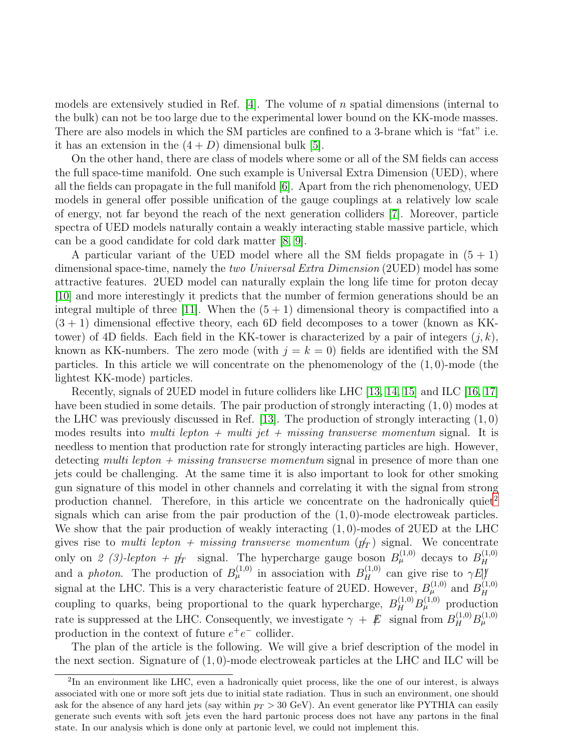models are extensively studied in Ref. [4]. The volume of $n$ spatial dimensions (internal to the bulk) can not be too large due to the experimental lower bound on the KK-mode masses. There are also models in which the SM particles are confined to a 3-brane which is "fat" i.e. it has an extension in the $(4 + D)$ dimensional bulk [5].

On the other hand, there are class of models where some or all of the SM fields can access the full space-time manifold. One such example is Universal Extra Dimension (UED), where all the fields can propagate in the full manifold [6]. Apart from the rich phenomenology, UED models in general offer possible unification of the gauge couplings at a relatively low scale of energy, not far beyond the reach of the next generation colliders [7]. Moreover, particle spectra of UED models naturally contain a weakly interacting stable massive particle, which can be a good candidate for cold dark matter [8, 9].

A particular variant of the UED model where all the SM fields propagate in $(5 + 1)$ dimensional space-time, namely the *two Universal Extra Dimension* (2UED) model has some attractive features. 2UED model can naturally explain the long life time for proton decay [10] and more interestingly it predicts that the number of fermion generations should be an integral multiple of three [11]. When the $(5 + 1)$ dimensional theory is compactified into a $(3 + 1)$ dimensional effective theory, each 6D field decomposes to a tower (known as KK-tower) of 4D fields. Each field in the KK-tower is characterized by a pair of integers $(j, k)$, known as KK-numbers. The zero mode (with $j = k = 0$) fields are identified with the SM particles. In this article we will concentrate on the phenomenology of the $(1, 0)$-mode (the lightest KK-mode) particles.

Recently, signals of 2UED model in future colliders like LHC [13, 14, 15] and ILC [16, 17] have been studied in some details. The pair production of strongly interacting $(1, 0)$ modes at the LHC was previously discussed in Ref. [13]. The production of strongly interacting $(1, 0)$ modes results into *multi lepton + multi jet + missing transverse momentum* signal. It is needless to mention that production rate for strongly interacting particles are high. However, detecting *multi lepton + missing transverse momentum* signal in presence of more than one jets could be challenging. At the same time it is also important to look for other smoking gun signature of this model in other channels and correlating it with the signal from strong production channel. Therefore, in this article we concentrate on the hadronically quiet[2] signals which can arise from the pair production of the $(1, 0)$-mode electroweak particles. We show that the pair production of weakly interacting $(1, 0)$-modes of 2UED at the LHC gives rise to *multi lepton + missing transverse momentum* ($\not{p}_T$) signal. We concentrate only on *2 (3)-lepton +* $\not{p}_T$ signal. The hypercharge gauge boson $B_\mu^{(1,0)}$ decays to $B_H^{(1,0)}$ and a *photon*. The production of $B_\mu^{(1,0)}$ in association with $B_H^{(1,0)}$ can give rise to $\gamma \not{E}$ signal at the LHC. This is a very characteristic feature of 2UED. However, $B_\mu^{(1,0)}$ and $B_H^{(1,0)}$ coupling to quarks, being proportional to the quark hypercharge, $B_H^{(1,0)} B_\mu^{(1,0)}$ production rate is suppressed at the LHC. Consequently, we investigate $\gamma + \not{E}$ signal from $B_H^{(1,0)} B_\mu^{(1,0)}$ production in the context of future $e^+e^-$ collider.

The plan of the article is the following. We will give a brief description of the model in the next section. Signature of $(1, 0)$-mode electroweak particles at the LHC and ILC will be

[2] In an environment like LHC, even a hadronically quiet process, like the one of our interest, is always associated with one or more soft jets due to initial state radiation. Thus in such an environment, one should ask for the absence of any hard jets (say within $p_T > 30$ GeV). An event generator like PYTHIA can easily generate such events with soft jets even the hard partonic process does not have any partons in the final state. In our analysis which is done only at partonic level, we could not implement this.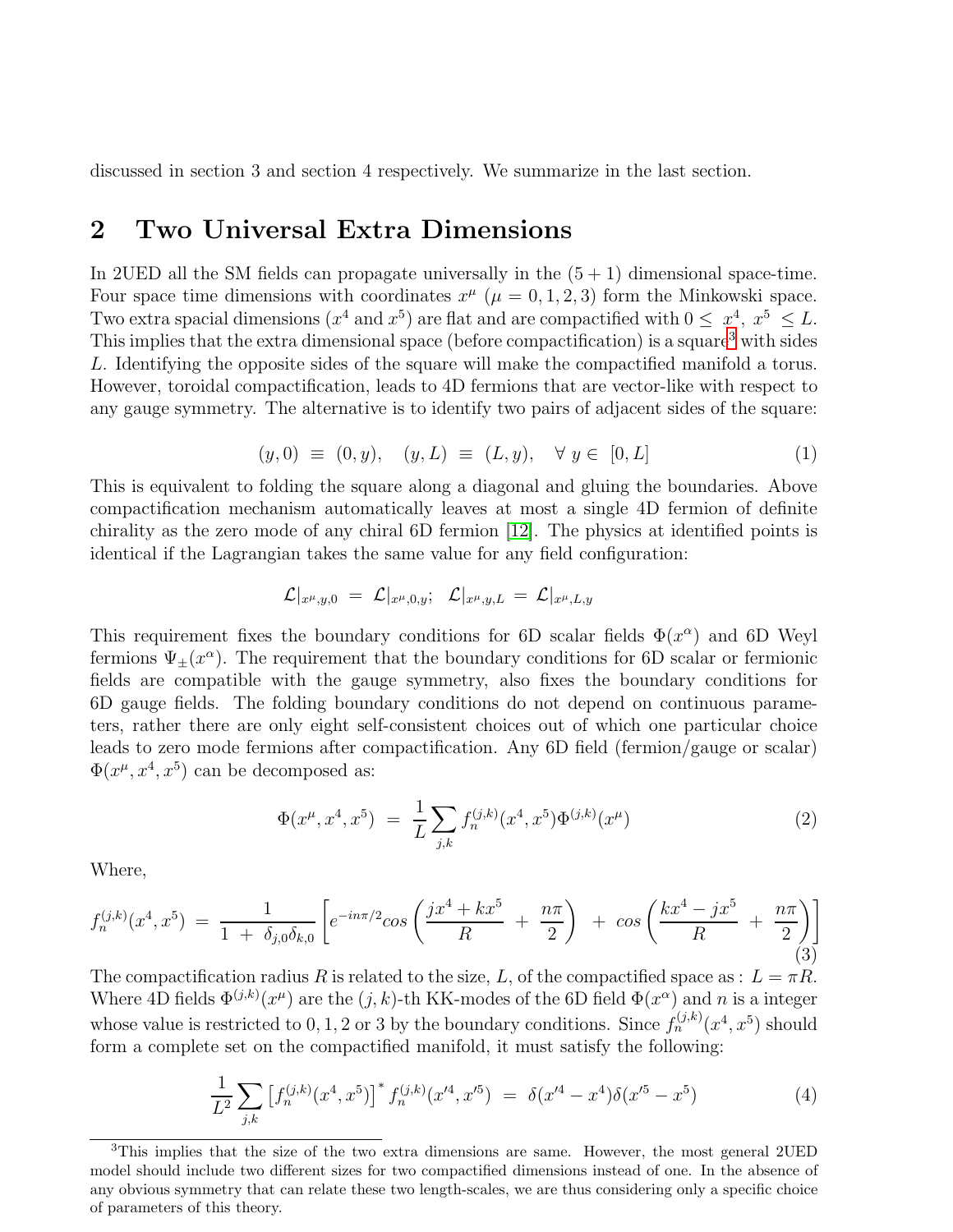discussed in section 3 and section 4 respectively. We summarize in the last section.

## 2 Two Universal Extra Dimensions

In 2UED all the SM fields can propagate universally in the $(5+1)$ dimensional space-time. Four space time dimensions with coordinates $x^\mu$ ($\mu = 0, 1, 2, 3$) form the Minkowski space. Two extra spacial dimensions ($x^4$ and $x^5$) are flat and are compactified with $0 \leq x^4, x^5 \leq L$. This implies that the extra dimensional space (before compactification) is a square[3] with sides $L$. Identifying the opposite sides of the square will make the compactified manifold a torus. However, toroidal compactification, leads to 4D fermions that are vector-like with respect to any gauge symmetry. The alternative is to identify two pairs of adjacent sides of the square:

$$(y, 0) \equiv (0, y), \quad (y, L) \equiv (L, y), \quad \forall\, y \in [0, L] \tag{1}$$

This is equivalent to folding the square along a diagonal and gluing the boundaries. Above compactification mechanism automatically leaves at most a single 4D fermion of definite chirality as the zero mode of any chiral 6D fermion [12]. The physics at identified points is identical if the Lagrangian takes the same value for any field configuration:

$$\mathcal{L}|_{x^\mu, y, 0} = \mathcal{L}|_{x^\mu, 0, y}; \quad \mathcal{L}|_{x^\mu, y, L} = \mathcal{L}|_{x^\mu, L, y}$$

This requirement fixes the boundary conditions for 6D scalar fields $\Phi(x^\alpha)$ and 6D Weyl fermions $\Psi_\pm(x^\alpha)$. The requirement that the boundary conditions for 6D scalar or fermionic fields are compatible with the gauge symmetry, also fixes the boundary conditions for 6D gauge fields. The folding boundary conditions do not depend on continuous parameters, rather there are only eight self-consistent choices out of which one particular choice leads to zero mode fermions after compactification. Any 6D field (fermion/gauge or scalar) $\Phi(x^\mu, x^4, x^5)$ can be decomposed as:

$$\Phi(x^\mu, x^4, x^5) = \frac{1}{L} \sum_{j,k} f_n^{(j,k)}(x^4, x^5) \Phi^{(j,k)}(x^\mu) \tag{2}$$

Where,

$$f_n^{(j,k)}(x^4, x^5) = \frac{1}{1 + \delta_{j,0}\delta_{k,0}} \left[ e^{-in\pi/2} cos\left( \frac{jx^4 + kx^5}{R} + \frac{n\pi}{2} \right) + cos\left( \frac{kx^4 - jx^5}{R} + \frac{n\pi}{2} \right) \right] \tag{3}$$

The compactification radius $R$ is related to the size, $L$, of the compactified space as : $L = \pi R$. Where 4D fields $\Phi^{(j,k)}(x^\mu)$ are the $(j,k)$-th KK-modes of the 6D field $\Phi(x^\alpha)$ and $n$ is a integer whose value is restricted to 0, 1, 2 or 3 by the boundary conditions. Since $f_n^{(j,k)}(x^4, x^5)$ should form a complete set on the compactified manifold, it must satisfy the following:

$$\frac{1}{L^2} \sum_{j,k} \left[ f_n^{(j,k)}(x^4, x^5) \right]^* f_n^{(j,k)}(x'^4, x'^5) = \delta(x'^4 - x^4)\delta(x'^5 - x^5) \tag{4}$$

[3]This implies that the size of the two extra dimensions are same. However, the most general 2UED model should include two different sizes for two compactified dimensions instead of one. In the absence of any obvious symmetry that can relate these two length-scales, we are thus considering only a specific choice of parameters of this theory.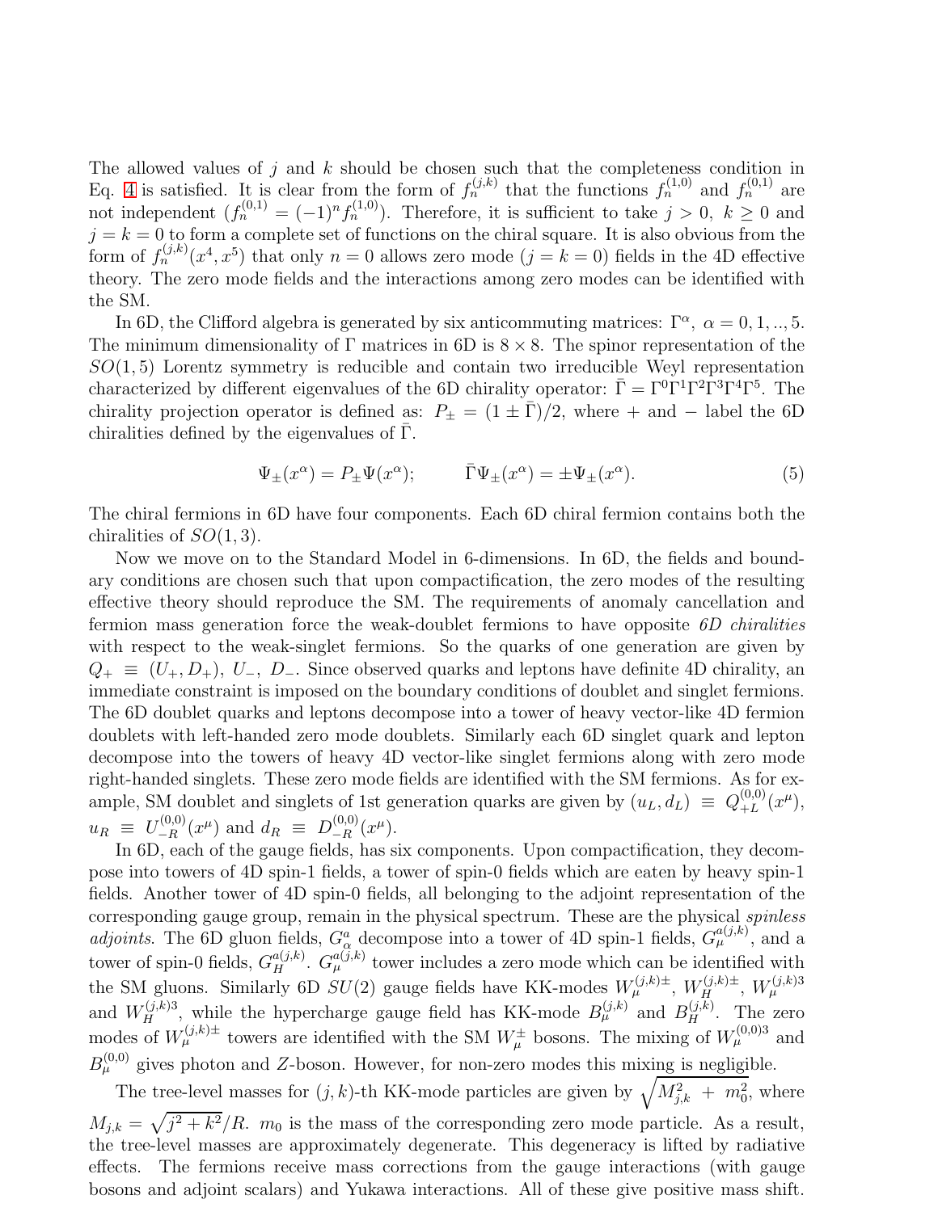The allowed values of $j$ and $k$ should be chosen such that the completeness condition in Eq. 4 is satisfied. It is clear from the form of $f_n^{(j,k)}$ that the functions $f_n^{(1,0)}$ and $f_n^{(0,1)}$ are not independent ($f_n^{(0,1)} = (-1)^n f_n^{(1,0)}$). Therefore, it is sufficient to take $j > 0,\ k \geq 0$ and $j = k = 0$ to form a complete set of functions on the chiral square. It is also obvious from the form of $f_n^{(j,k)}(x^4, x^5)$ that only $n = 0$ allows zero mode ($j = k = 0$) fields in the 4D effective theory. The zero mode fields and the interactions among zero modes can be identified with the SM.

In 6D, the Clifford algebra is generated by six anticommuting matrices: $\Gamma^\alpha,\ \alpha = 0, 1, .., 5$. The minimum dimensionality of $\Gamma$ matrices in 6D is $8 \times 8$. The spinor representation of the $SO(1,5)$ Lorentz symmetry is reducible and contain two irreducible Weyl representation characterized by different eigenvalues of the 6D chirality operator: $\bar{\Gamma} = \Gamma^0\Gamma^1\Gamma^2\Gamma^3\Gamma^4\Gamma^5$. The chirality projection operator is defined as: $P_\pm = (1 \pm \bar{\Gamma})/2$, where $+$ and $-$ label the 6D chiralities defined by the eigenvalues of $\bar{\Gamma}$.

$$\Psi_\pm(x^\alpha) = P_\pm \Psi(x^\alpha); \qquad \bar{\Gamma}\Psi_\pm(x^\alpha) = \pm\Psi_\pm(x^\alpha). \tag{5}$$

The chiral fermions in 6D have four components. Each 6D chiral fermion contains both the chiralities of $SO(1,3)$.

Now we move on to the Standard Model in 6-dimensions. In 6D, the fields and boundary conditions are chosen such that upon compactification, the zero modes of the resulting effective theory should reproduce the SM. The requirements of anomaly cancellation and fermion mass generation force the weak-doublet fermions to have opposite *6D chiralities* with respect to the weak-singlet fermions. So the quarks of one generation are given by $Q_+ \equiv (U_+, D_+),\ U_-,\ D_-$. Since observed quarks and leptons have definite 4D chirality, an immediate constraint is imposed on the boundary conditions of doublet and singlet fermions. The 6D doublet quarks and leptons decompose into a tower of heavy vector-like 4D fermion doublets with left-handed zero mode doublets. Similarly each 6D singlet quark and lepton decompose into the towers of heavy 4D vector-like singlet fermions along with zero mode right-handed singlets. These zero mode fields are identified with the SM fermions. As for example, SM doublet and singlets of 1st generation quarks are given by $(u_L, d_L) \equiv Q_{+L}^{(0,0)}(x^\mu)$, $u_R \equiv U_{-R}^{(0,0)}(x^\mu)$ and $d_R \equiv D_{-R}^{(0,0)}(x^\mu)$.

In 6D, each of the gauge fields, has six components. Upon compactification, they decompose into towers of 4D spin-1 fields, a tower of spin-0 fields which are eaten by heavy spin-1 fields. Another tower of 4D spin-0 fields, all belonging to the adjoint representation of the corresponding gauge group, remain in the physical spectrum. These are the physical *spinless adjoints*. The 6D gluon fields, $G_\alpha^a$ decompose into a tower of 4D spin-1 fields, $G_\mu^{a(j,k)}$, and a tower of spin-0 fields, $G_H^{a(j,k)}$. $G_\mu^{a(j,k)}$ tower includes a zero mode which can be identified with the SM gluons. Similarly 6D $SU(2)$ gauge fields have KK-modes $W_\mu^{(j,k)\pm}$, $W_H^{(j,k)\pm}$, $W_\mu^{(j,k)3}$ and $W_H^{(j,k)3}$, while the hypercharge gauge field has KK-mode $B_\mu^{(j,k)}$ and $B_H^{(j,k)}$. The zero modes of $W_\mu^{(j,k)\pm}$ towers are identified with the SM $W_\mu^\pm$ bosons. The mixing of $W_\mu^{(0,0)3}$ and $B_\mu^{(0,0)}$ gives photon and $Z$-boson. However, for non-zero modes this mixing is negligible.

The tree-level masses for $(j,k)$-th KK-mode particles are given by $\sqrt{M_{j,k}^2 + m_0^2}$, where $M_{j,k} = \sqrt{j^2 + k^2}/R$. $m_0$ is the mass of the corresponding zero mode particle. As a result, the tree-level masses are approximately degenerate. This degeneracy is lifted by radiative effects. The fermions receive mass corrections from the gauge interactions (with gauge bosons and adjoint scalars) and Yukawa interactions. All of these give positive mass shift.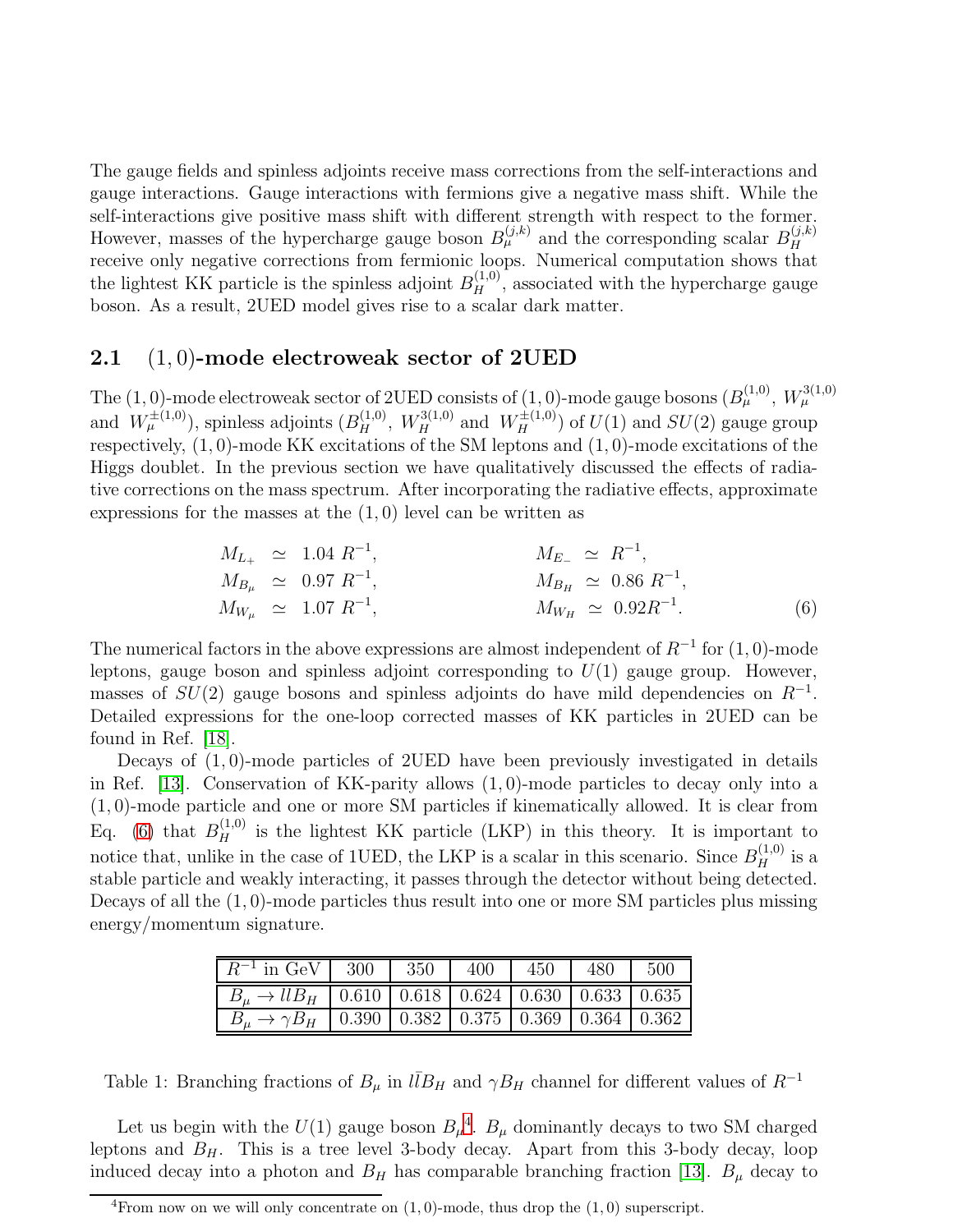The gauge fields and spinless adjoints receive mass corrections from the self-interactions and gauge interactions. Gauge interactions with fermions give a negative mass shift. While the self-interactions give positive mass shift with different strength with respect to the former. However, masses of the hypercharge gauge boson $B_\mu^{(j,k)}$ and the corresponding scalar $B_H^{(j,k)}$ receive only negative corrections from fermionic loops. Numerical computation shows that the lightest KK particle is the spinless adjoint $B_H^{(1,0)}$, associated with the hypercharge gauge boson. As a result, 2UED model gives rise to a scalar dark matter.

## 2.1 $(1,0)$-mode electroweak sector of 2UED

The $(1,0)$-mode electroweak sector of 2UED consists of $(1,0)$-mode gauge bosons ($B_\mu^{(1,0)}$, $W_\mu^{3(1,0)}$ and $W_\mu^{\pm(1,0)}$), spinless adjoints ($B_H^{(1,0)}$, $W_H^{3(1,0)}$ and $W_H^{\pm(1,0)}$) of $U(1)$ and $SU(2)$ gauge group respectively, $(1,0)$-mode KK excitations of the SM leptons and $(1,0)$-mode excitations of the Higgs doublet. In the previous section we have qualitatively discussed the effects of radiative corrections on the mass spectrum. After incorporating the radiative effects, approximate expressions for the masses at the $(1,0)$ level can be written as

$$
\begin{aligned}
M_{L_+} &\simeq 1.04\ R^{-1}, & M_{E_-} &\simeq R^{-1}, \\
M_{B_\mu} &\simeq 0.97\ R^{-1}, & M_{B_H} &\simeq 0.86\ R^{-1}, \\
M_{W_\mu} &\simeq 1.07\ R^{-1}, & M_{W_H} &\simeq 0.92 R^{-1}.
\end{aligned}
\tag{6}
$$

The numerical factors in the above expressions are almost independent of $R^{-1}$ for $(1,0)$-mode leptons, gauge boson and spinless adjoint corresponding to $U(1)$ gauge group. However, masses of $SU(2)$ gauge bosons and spinless adjoints do have mild dependencies on $R^{-1}$. Detailed expressions for the one-loop corrected masses of KK particles in 2UED can be found in Ref. [18].

Decays of $(1,0)$-mode particles of 2UED have been previously investigated in details in Ref. [13]. Conservation of KK-parity allows $(1,0)$-mode particles to decay only into a $(1,0)$-mode particle and one or more SM particles if kinematically allowed. It is clear from Eq. (6) that $B_H^{(1,0)}$ is the lightest KK particle (LKP) in this theory. It is important to notice that, unlike in the case of 1UED, the LKP is a scalar in this scenario. Since $B_H^{(1,0)}$ is a stable particle and weakly interacting, it passes through the detector without being detected. Decays of all the $(1,0)$-mode particles thus result into one or more SM particles plus missing energy/momentum signature.

| $R^{-1}$ in GeV | 300 | 350 | 400 | 450 | 480 | 500 |
|---|---|---|---|---|---|---|
| $B_\mu \to llB_H$ | 0.610 | 0.618 | 0.624 | 0.630 | 0.633 | 0.635 |
| $B_\mu \to \gamma B_H$ | 0.390 | 0.382 | 0.375 | 0.369 | 0.364 | 0.362 |

Table 1: Branching fractions of $B_\mu$ in $l\bar{l}B_H$ and $\gamma B_H$ channel for different values of $R^{-1}$

Let us begin with the $U(1)$ gauge boson $B_\mu$[4]. $B_\mu$ dominantly decays to two SM charged leptons and $B_H$. This is a tree level 3-body decay. Apart from this 3-body decay, loop induced decay into a photon and $B_H$ has comparable branching fraction [13]. $B_\mu$ decay to

[4] From now on we will only concentrate on $(1,0)$-mode, thus drop the $(1,0)$ superscript.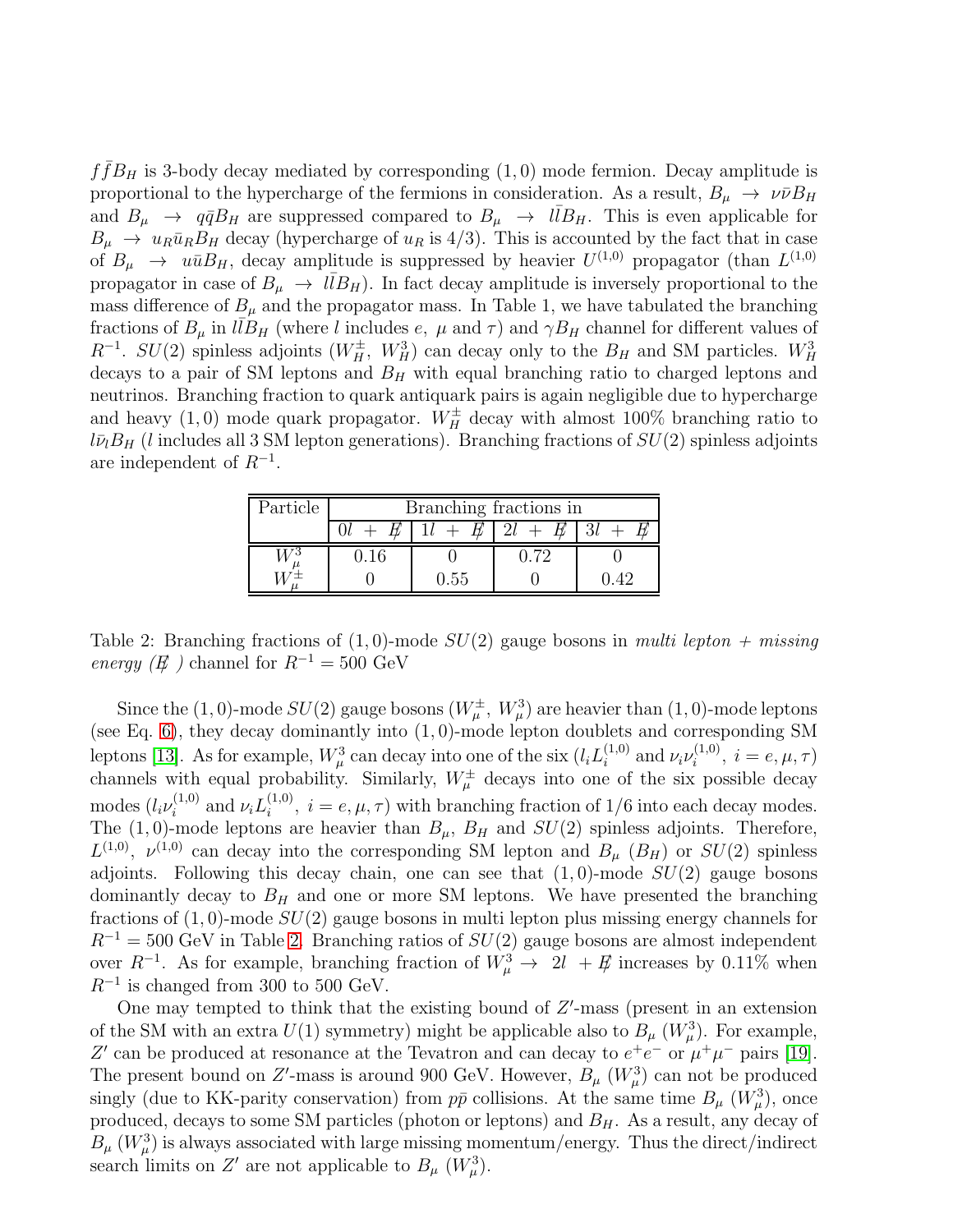$f\bar{f}B_H$ is 3-body decay mediated by corresponding $(1,0)$ mode fermion. Decay amplitude is proportional to the hypercharge of the fermions in consideration. As a result, $B_\mu \rightarrow \nu\bar{\nu}B_H$ and $B_\mu \rightarrow q\bar{q}B_H$ are suppressed compared to $B_\mu \rightarrow l\bar{l}B_H$. This is even applicable for $B_\mu \rightarrow u_R\bar{u}_R B_H$ decay (hypercharge of $u_R$ is 4/3). This is accounted by the fact that in case of $B_\mu \rightarrow u\bar{u}B_H$, decay amplitude is suppressed by heavier $U^{(1,0)}$ propagator (than $L^{(1,0)}$ propagator in case of $B_\mu \rightarrow l\bar{l}B_H$). In fact decay amplitude is inversely proportional to the mass difference of $B_\mu$ and the propagator mass. In Table 1, we have tabulated the branching fractions of $B_\mu$ in $l\bar{l}B_H$ (where $l$ includes $e$, $\mu$ and $\tau$) and $\gamma B_H$ channel for different values of $R^{-1}$. $SU(2)$ spinless adjoints ($W_H^\pm$, $W_H^3$) can decay only to the $B_H$ and SM particles. $W_H^3$ decays to a pair of SM leptons and $B_H$ with equal branching ratio to charged leptons and neutrinos. Branching fraction to quark antiquark pairs is again negligible due to hypercharge and heavy $(1,0)$ mode quark propagator. $W_H^\pm$ decay with almost 100% branching ratio to $l\bar{\nu}_l B_H$ ($l$ includes all 3 SM lepton generations). Branching fractions of $SU(2)$ spinless adjoints are independent of $R^{-1}$.

| Particle | Branching fractions in | | | |
|---|---|---|---|---|
| | $0l\ +\ \not{E}$ | $1l\ +\ \not{E}$ | $2l\ +\ \not{E}$ | $3l\ +\ \not{E}$ |
| $W_\mu^3$ | 0.16 | 0 | 0.72 | 0 |
| $W_\mu^\pm$ | 0 | 0.55 | 0 | 0.42 |

Table 2: Branching fractions of $(1,0)$-mode $SU(2)$ gauge bosons in *multi lepton + missing energy* ($\not{E}$ ) channel for $R^{-1} = 500$ GeV

Since the $(1,0)$-mode $SU(2)$ gauge bosons ($W_\mu^\pm$, $W_\mu^3$) are heavier than $(1,0)$-mode leptons (see Eq. 6), they decay dominantly into $(1,0)$-mode lepton doublets and corresponding SM leptons [13]. As for example, $W_\mu^3$ can decay into one of the six ($l_i L_i^{(1,0)}$ and $\nu_i\nu_i^{(1,0)}$, $i = e, \mu, \tau$) channels with equal probability. Similarly, $W_\mu^\pm$ decays into one of the six possible decay modes ($l_i\nu_i^{(1,0)}$ and $\nu_i L_i^{(1,0)}$, $i = e, \mu, \tau$) with branching fraction of 1/6 into each decay modes. The $(1,0)$-mode leptons are heavier than $B_\mu$, $B_H$ and $SU(2)$ spinless adjoints. Therefore, $L^{(1,0)}$, $\nu^{(1,0)}$ can decay into the corresponding SM lepton and $B_\mu$ ($B_H$) or $SU(2)$ spinless adjoints. Following this decay chain, one can see that $(1,0)$-mode $SU(2)$ gauge bosons dominantly decay to $B_H$ and one or more SM leptons. We have presented the branching fractions of $(1,0)$-mode $SU(2)$ gauge bosons in multi lepton plus missing energy channels for $R^{-1} = 500$ GeV in Table 2. Branching ratios of $SU(2)$ gauge bosons are almost independent over $R^{-1}$. As for example, branching fraction of $W_\mu^3 \rightarrow\ 2l\ +\not{E}$ increases by 0.11% when $R^{-1}$ is changed from 300 to 500 GeV.

One may tempted to think that the existing bound of $Z'$-mass (present in an extension of the SM with an extra $U(1)$ symmetry) might be applicable also to $B_\mu$ ($W_\mu^3$). For example, $Z'$ can be produced at resonance at the Tevatron and can decay to $e^+e^-$ or $\mu^+\mu^-$ pairs [19]. The present bound on $Z'$-mass is around 900 GeV. However, $B_\mu$ ($W_\mu^3$) can not be produced singly (due to KK-parity conservation) from $p\bar{p}$ collisions. At the same time $B_\mu$ ($W_\mu^3$), once produced, decays to some SM particles (photon or leptons) and $B_H$. As a result, any decay of $B_\mu$ ($W_\mu^3$) is always associated with large missing momentum/energy. Thus the direct/indirect search limits on $Z'$ are not applicable to $B_\mu$ ($W_\mu^3$).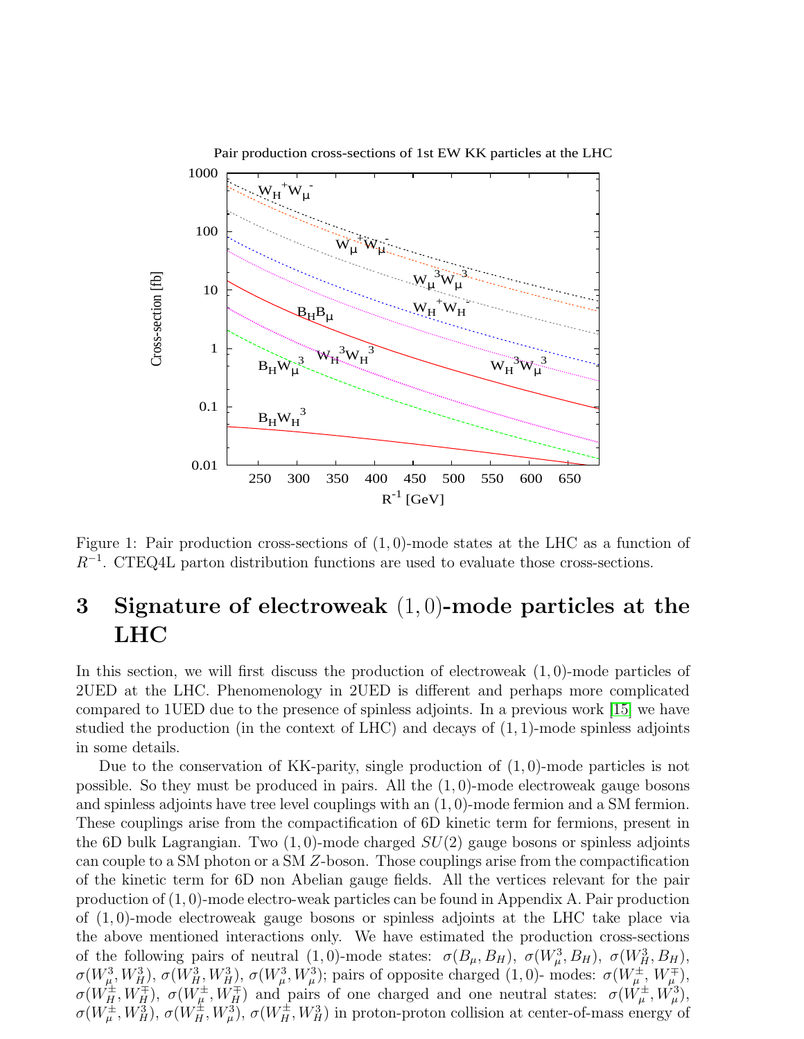Figure 1: Pair production cross-sections of $(1,0)$-mode states at the LHC as a function of $R^{-1}$. CTEQ4L parton distribution functions are used to evaluate those cross-sections.

## 3 Signature of electroweak $(1,0)$-mode particles at the LHC

In this section, we will first discuss the production of electroweak $(1,0)$-mode particles of 2UED at the LHC. Phenomenology in 2UED is different and perhaps more complicated compared to 1UED due to the presence of spinless adjoints. In a previous work [15] we have studied the production (in the context of LHC) and decays of $(1,1)$-mode spinless adjoints in some details.

Due to the conservation of KK-parity, single production of $(1,0)$-mode particles is not possible. So they must be produced in pairs. All the $(1,0)$-mode electroweak gauge bosons and spinless adjoints have tree level couplings with an $(1,0)$-mode fermion and a SM fermion. These couplings arise from the compactification of 6D kinetic term for fermions, present in the 6D bulk Lagrangian. Two $(1,0)$-mode charged $SU(2)$ gauge bosons or spinless adjoints can couple to a SM photon or a SM $Z$-boson. Those couplings arise from the compactification of the kinetic term for 6D non Abelian gauge fields. All the vertices relevant for the pair production of $(1,0)$-mode electro-weak particles can be found in Appendix A. Pair production of $(1,0)$-mode electroweak gauge bosons or spinless adjoints at the LHC take place via the above mentioned interactions only. We have estimated the production cross-sections of the following pairs of neutral $(1,0)$-mode states: $\sigma(B_\mu, B_H)$, $\sigma(W^3_\mu, B_H)$, $\sigma(W^3_H, B_H)$, $\sigma(W^3_\mu, W^3_H)$, $\sigma(W^3_H, W^3_H)$, $\sigma(W^3_\mu, W^3_\mu)$; pairs of opposite charged $(1,0)$- modes: $\sigma(W^\pm_\mu, W^\mp_\mu)$, $\sigma(W^\pm_H, W^\mp_H)$, $\sigma(W^\pm_\mu, W^\mp_H)$ and pairs of one charged and one neutral states: $\sigma(W^\pm_\mu, W^3_\mu)$, $\sigma(W^\pm_\mu, W^3_H)$, $\sigma(W^\pm_H, W^3_\mu)$, $\sigma(W^\pm_H, W^3_H)$ in proton-proton collision at center-of-mass energy of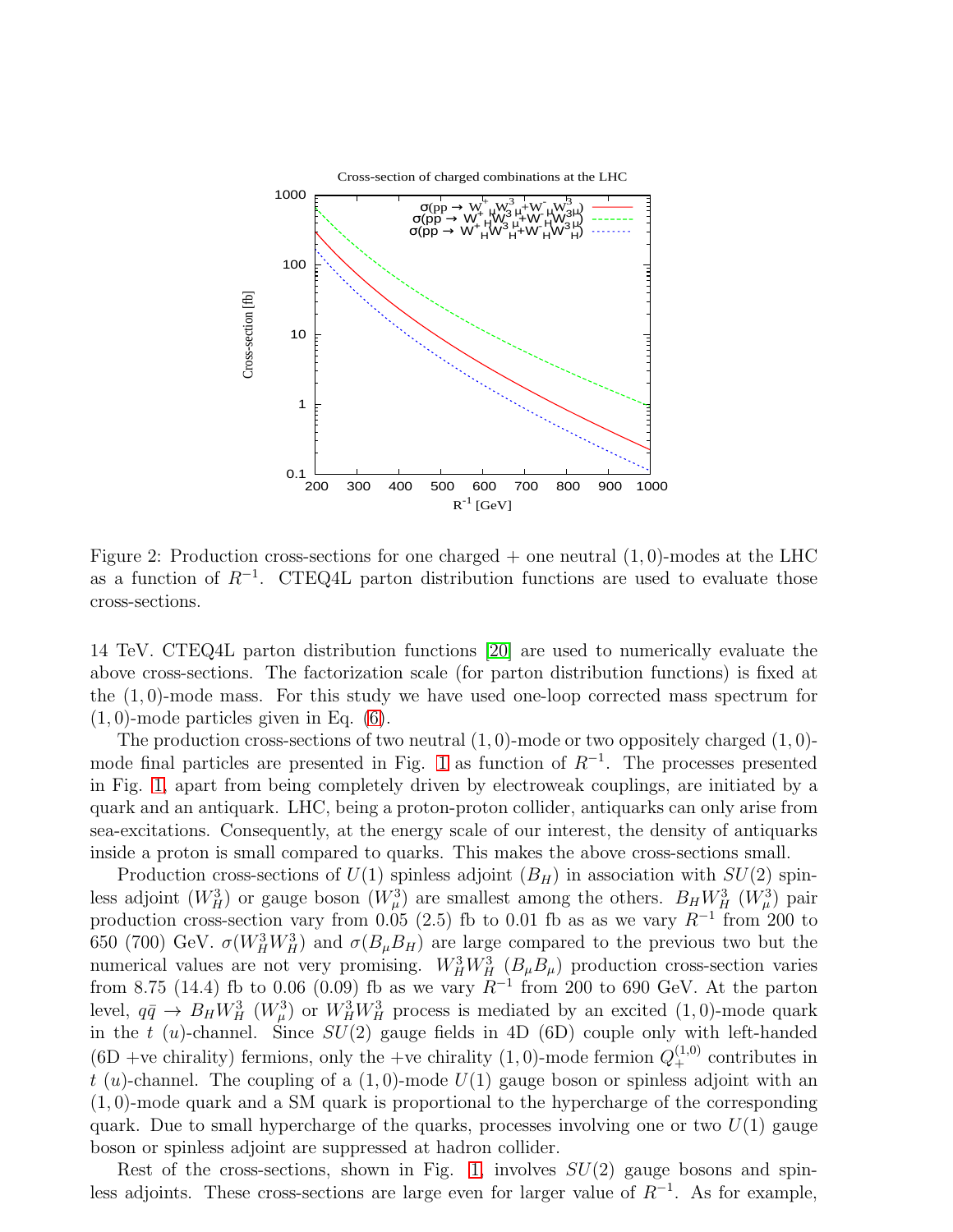Figure 2: Production cross-sections for one charged + one neutral $(1,0)$-modes at the LHC as a function of $R^{-1}$. CTEQ4L parton distribution functions are used to evaluate those cross-sections.

14 TeV. CTEQ4L parton distribution functions [20] are used to numerically evaluate the above cross-sections. The factorization scale (for parton distribution functions) is fixed at the $(1,0)$-mode mass. For this study we have used one-loop corrected mass spectrum for $(1,0)$-mode particles given in Eq. (6).

The production cross-sections of two neutral $(1,0)$-mode or two oppositely charged $(1,0)$-mode final particles are presented in Fig. 1 as function of $R^{-1}$. The processes presented in Fig. 1, apart from being completely driven by electroweak couplings, are initiated by a quark and an antiquark. LHC, being a proton-proton collider, antiquarks can only arise from sea-excitations. Consequently, at the energy scale of our interest, the density of antiquarks inside a proton is small compared to quarks. This makes the above cross-sections small.

Production cross-sections of $U(1)$ spinless adjoint ($B_H$) in association with $SU(2)$ spinless adjoint ($W_H^3$) or gauge boson ($W_\mu^3$) are smallest among the others. $B_H W_H^3$ ($W_\mu^3$) pair production cross-section vary from 0.05 (2.5) fb to 0.01 fb as as we vary $R^{-1}$ from 200 to 650 (700) GeV. $\sigma(W_H^3 W_H^3)$ and $\sigma(B_\mu B_H)$ are large compared to the previous two but the numerical values are not very promising. $W_H^3 W_H^3$ ($B_\mu B_\mu$) production cross-section varies from 8.75 (14.4) fb to 0.06 (0.09) fb as we vary $R^{-1}$ from 200 to 690 GeV. At the parton level, $q\bar{q} \to B_H W_H^3$ ($W_\mu^3$) or $W_H^3 W_H^3$ process is mediated by an excited $(1,0)$-mode quark in the $t$ ($u$)-channel. Since $SU(2)$ gauge fields in 4D (6D) couple only with left-handed (6D +ve chirality) fermions, only the +ve chirality $(1,0)$-mode fermion $Q_+^{(1,0)}$ contributes in $t$ ($u$)-channel. The coupling of a $(1,0)$-mode $U(1)$ gauge boson or spinless adjoint with an $(1,0)$-mode quark and a SM quark is proportional to the hypercharge of the corresponding quark. Due to small hypercharge of the quarks, processes involving one or two $U(1)$ gauge boson or spinless adjoint are suppressed at hadron collider.

Rest of the cross-sections, shown in Fig. 1, involves $SU(2)$ gauge bosons and spinless adjoints. These cross-sections are large even for larger value of $R^{-1}$. As for example,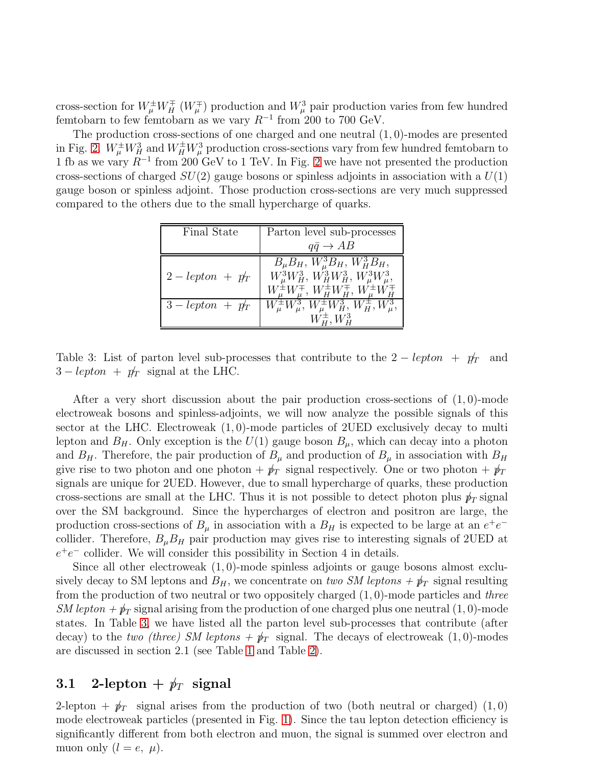cross-section for $W_\mu^\pm W_H^\mp$ ($W_\mu^\mp$) production and $W_\mu^3$ pair production varies from few hundred femtobarn to few femtobarn as we vary $R^{-1}$ from 200 to 700 GeV.

The production cross-sections of one charged and one neutral $(1,0)$-modes are presented in Fig. 2. $W_\mu^\pm W_H^3$ and $W_H^\pm W_\mu^3$ production cross-sections vary from few hundred femtobarn to 1 fb as we vary $R^{-1}$ from 200 GeV to 1 TeV. In Fig. 2 we have not presented the production cross-sections of charged $SU(2)$ gauge bosons or spinless adjoints in association with a $U(1)$ gauge boson or spinless adjoint. Those production cross-sections are very much suppressed compared to the others due to the small hypercharge of quarks.

| Final State | Parton level sub-processes $q\bar{q} \to AB$ |
|---|---|
| $2-lepton\ +\ \not p_T$ | $B_\mu B_H$, $W_\mu^3 B_H$, $W_H^3 B_H$, $W_\mu^3 W_H^3$, $W_H^3 W_H^3$, $W_\mu^3 W_\mu^3$, $W_\mu^\pm W_\mu^\mp$, $W_H^\pm W_H^\mp$, $W_\mu^\pm W_H^\mp$ |
| $3-lepton\ +\ \not p_T$ | $W_\mu^\pm W_\mu^3$, $W_\mu^\pm W_H^3$, $W_H^\pm, W_\mu^3$, $W_H^\pm, W_H^3$ |

Table 3: List of parton level sub-processes that contribute to the $2-lepton\ +\ \not p_T$ and $3-lepton\ +\ \not p_T$ signal at the LHC.

After a very short discussion about the pair production cross-sections of $(1,0)$-mode electroweak bosons and spinless-adjoints, we will now analyze the possible signals of this sector at the LHC. Electroweak $(1,0)$-mode particles of 2UED exclusively decay to multi lepton and $B_H$. Only exception is the $U(1)$ gauge boson $B_\mu$, which can decay into a photon and $B_H$. Therefore, the pair production of $B_\mu$ and production of $B_\mu$ in association with $B_H$ give rise to two photon and one photon $+ \not p_T$ signal respectively. One or two photon $+ \not p_T$ signals are unique for 2UED. However, due to small hypercharge of quarks, these production cross-sections are small at the LHC. Thus it is not possible to detect photon plus $\not p_T$ signal over the SM background. Since the hypercharges of electron and positron are large, the production cross-sections of $B_\mu$ in association with a $B_H$ is expected to be large at an $e^+e^-$ collider. Therefore, $B_\mu B_H$ pair production may gives rise to interesting signals of 2UED at $e^+e^-$ collider. We will consider this possibility in Section 4 in details.

Since all other electroweak $(1,0)$-mode spinless adjoints or gauge bosons almost exclusively decay to SM leptons and $B_H$, we concentrate on *two SM leptons* $+ \not p_T$ signal resulting from the production of two neutral or two oppositely charged $(1,0)$-mode particles and *three SM lepton* $+ \not p_T$ signal arising from the production of one charged plus one neutral $(1,0)$-mode states. In Table 3, we have listed all the parton level sub-processes that contribute (after decay) to the *two (three) SM leptons* $+ \not p_T$ signal. The decays of electroweak $(1,0)$-modes are discussed in section 2.1 (see Table 1 and Table 2).

### 3.1 2-lepton + $\not p_T$ signal

2-lepton $+ \not p_T$ signal arises from the production of two (both neutral or charged) $(1,0)$ mode electroweak particles (presented in Fig. 1). Since the tau lepton detection efficiency is significantly different from both electron and muon, the signal is summed over electron and muon only ($l = e,\ \mu$).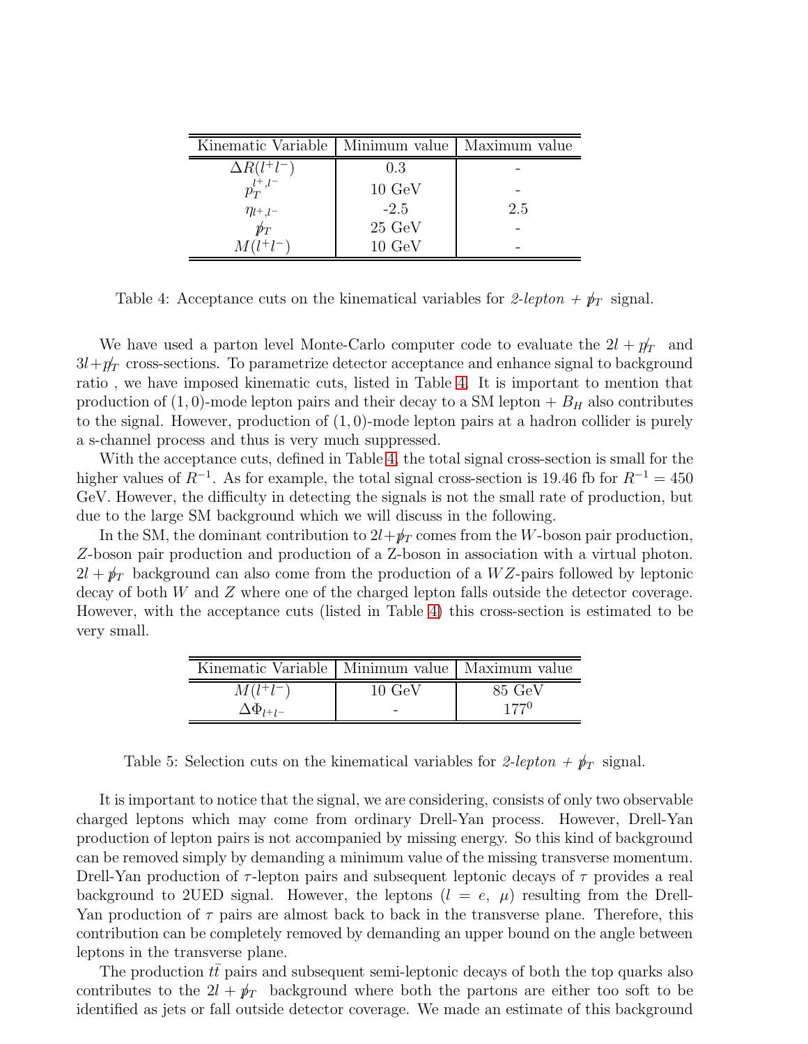| Kinematic Variable | Minimum value | Maximum value |
|---|---|---|
| $\Delta R(l^+l^-)$ | 0.3 | - |
| $p_T^{l^+,l^-}$ | 10 GeV | - |
| $\eta_{l^+,l^-}$ | -2.5 | 2.5 |
| $\not{p}_T$ | 25 GeV | - |
| $M(l^+l^-)$ | 10 GeV | - |

Table 4: Acceptance cuts on the kinematical variables for *2-lepton* + $\not{p}_T$ signal.

We have used a parton level Monte-Carlo computer code to evaluate the $2l + \not{p}_T$ and $3l+\not{p}_T$ cross-sections. To parametrize detector acceptance and enhance signal to background ratio , we have imposed kinematic cuts, listed in Table 4. It is important to mention that production of $(1, 0)$-mode lepton pairs and their decay to a SM lepton + $B_H$ also contributes to the signal. However, production of $(1, 0)$-mode lepton pairs at a hadron collider is purely a s-channel process and thus is very much suppressed.

With the acceptance cuts, defined in Table 4, the total signal cross-section is small for the higher values of $R^{-1}$. As for example, the total signal cross-section is 19.46 fb for $R^{-1} = 450$ GeV. However, the difficulty in detecting the signals is not the small rate of production, but due to the large SM background which we will discuss in the following.

In the SM, the dominant contribution to $2l+\not{p}_T$ comes from the $W$-boson pair production, $Z$-boson pair production and production of a Z-boson in association with a virtual photon. $2l + \not{p}_T$ background can also come from the production of a $WZ$-pairs followed by leptonic decay of both $W$ and $Z$ where one of the charged lepton falls outside the detector coverage. However, with the acceptance cuts (listed in Table 4) this cross-section is estimated to be very small.

| Kinematic Variable | Minimum value | Maximum value |
|---|---|---|
| $M(l^+l^-)$ | 10 GeV | 85 GeV |
| $\Delta\Phi_{l^+l^-}$ | - | $177^0$ |

Table 5: Selection cuts on the kinematical variables for *2-lepton* + $\not{p}_T$ signal.

It is important to notice that the signal, we are considering, consists of only two observable charged leptons which may come from ordinary Drell-Yan process. However, Drell-Yan production of lepton pairs is not accompanied by missing energy. So this kind of background can be removed simply by demanding a minimum value of the missing transverse momentum. Drell-Yan production of $\tau$-lepton pairs and subsequent leptonic decays of $\tau$ provides a real background to 2UED signal. However, the leptons ($l = e,\ \mu$) resulting from the Drell-Yan production of $\tau$ pairs are almost back to back in the transverse plane. Therefore, this contribution can be completely removed by demanding an upper bound on the angle between leptons in the transverse plane.

The production $t\bar{t}$ pairs and subsequent semi-leptonic decays of both the top quarks also contributes to the $2l + \not{p}_T$ background where both the partons are either too soft to be identified as jets or fall outside detector coverage. We made an estimate of this background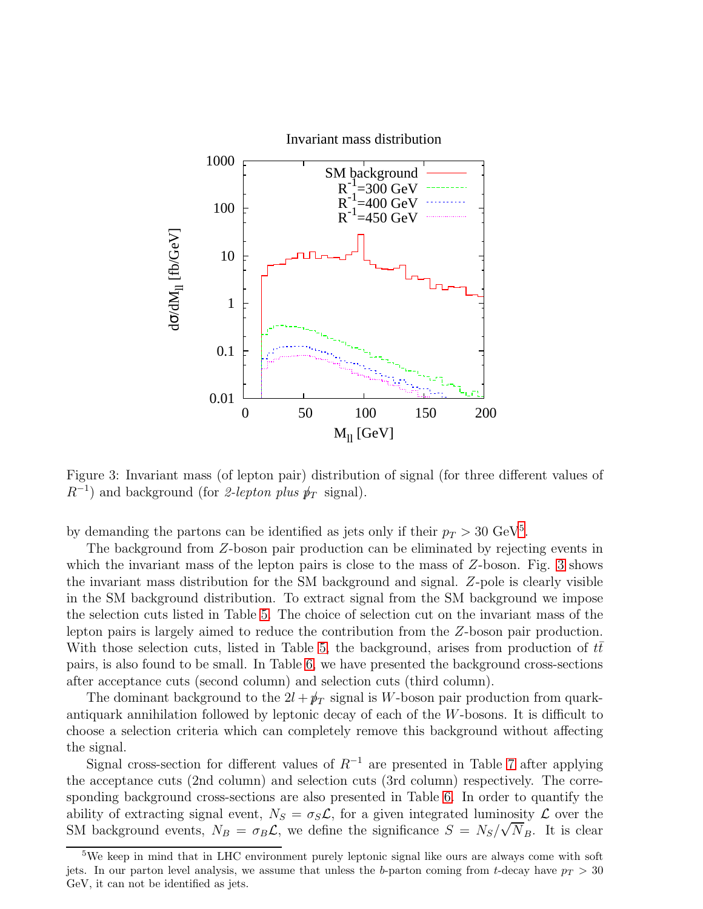Figure 3: Invariant mass (of lepton pair) distribution of signal (for three different values of $R^{-1}$) and background (for *2-lepton plus* $\not{p}_T$ signal).

by demanding the partons can be identified as jets only if their $p_T > 30$ GeV[5].

The background from $Z$-boson pair production can be eliminated by rejecting events in which the invariant mass of the lepton pairs is close to the mass of $Z$-boson. Fig. 3 shows the invariant mass distribution for the SM background and signal. $Z$-pole is clearly visible in the SM background distribution. To extract signal from the SM background we impose the selection cuts listed in Table 5. The choice of selection cut on the invariant mass of the lepton pairs is largely aimed to reduce the contribution from the $Z$-boson pair production. With those selection cuts, listed in Table 5, the background, arises from production of $t\bar{t}$ pairs, is also found to be small. In Table 6, we have presented the background cross-sections after acceptance cuts (second column) and selection cuts (third column).

The dominant background to the $2l + \not{p}_T$ signal is $W$-boson pair production from quark-antiquark annihilation followed by leptonic decay of each of the $W$-bosons. It is difficult to choose a selection criteria which can completely remove this background without affecting the signal.

Signal cross-section for different values of $R^{-1}$ are presented in Table 7 after applying the acceptance cuts (2nd column) and selection cuts (3rd column) respectively. The corresponding background cross-sections are also presented in Table 6. In order to quantify the ability of extracting signal event, $N_S = \sigma_S \mathcal{L}$, for a given integrated luminosity $\mathcal{L}$ over the SM background events, $N_B = \sigma_B \mathcal{L}$, we define the significance $S = N_S/\sqrt{N_B}$. It is clear

[5] We keep in mind that in LHC environment purely leptonic signal like ours are always come with soft jets. In our parton level analysis, we assume that unless the $b$-parton coming from $t$-decay have $p_T > 30$ GeV, it can not be identified as jets.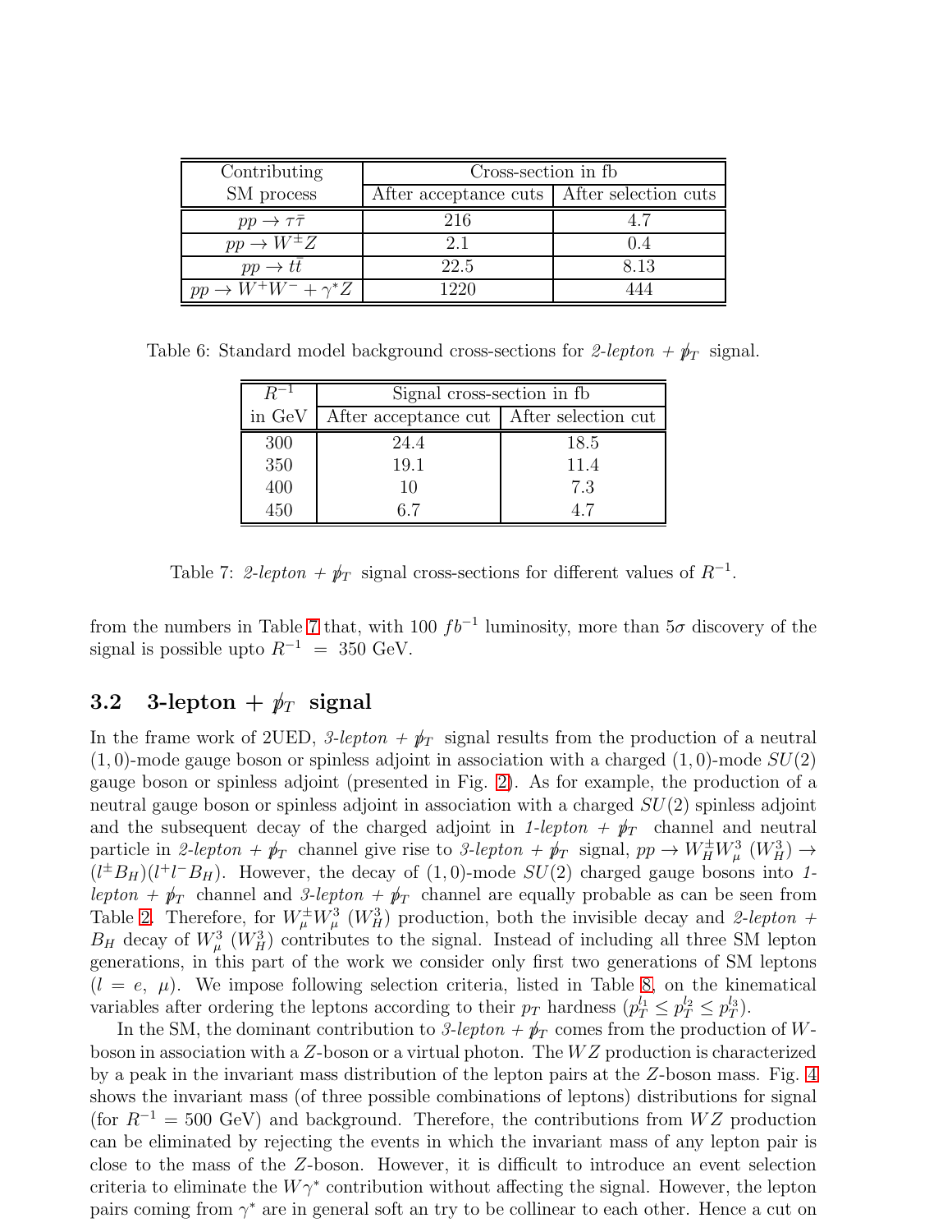| Contributing SM process | Cross-section in fb | |
|---|---|---|
| | After acceptance cuts | After selection cuts |
| $pp \to \tau\bar{\tau}$ | 216 | 4.7 |
| $pp \to W^{\pm}Z$ | 2.1 | 0.4 |
| $pp \to t\bar{t}$ | 22.5 | 8.13 |
| $pp \to W^{+}W^{-} + \gamma^{*}Z$ | 1220 | 444 |

Table 6: Standard model background cross-sections for *2-lepton* + $\not{p}_T$ signal.

| $R^{-1}$ in GeV | Signal cross-section in fb | |
|---|---|---|
| | After acceptance cut | After selection cut |
| 300 | 24.4 | 18.5 |
| 350 | 19.1 | 11.4 |
| 400 | 10 | 7.3 |
| 450 | 6.7 | 4.7 |

Table 7: *2-lepton* + $\not{p}_T$ signal cross-sections for different values of $R^{-1}$.

from the numbers in Table 7 that, with 100 $fb^{-1}$ luminosity, more than $5\sigma$ discovery of the signal is possible upto $R^{-1} = 350$ GeV.

## 3.2 3-lepton + $\not{p}_T$ signal

In the frame work of 2UED, *3-lepton* + $\not{p}_T$ signal results from the production of a neutral $(1,0)$-mode gauge boson or spinless adjoint in association with a charged $(1,0)$-mode $SU(2)$ gauge boson or spinless adjoint (presented in Fig. 2). As for example, the production of a neutral gauge boson or spinless adjoint in association with a charged $SU(2)$ spinless adjoint and the subsequent decay of the charged adjoint in *1-lepton* + $\not{p}_T$ channel and neutral particle in *2-lepton* + $\not{p}_T$ channel give rise to *3-lepton* + $\not{p}_T$ signal, $pp \to W_H^{\pm} W_{\mu}^{3}\ (W_H^3) \to (l^{\pm}B_H)(l^{+}l^{-}B_H)$. However, the decay of $(1,0)$-mode $SU(2)$ charged gauge bosons into *1-lepton* + $\not{p}_T$ channel and *3-lepton* + $\not{p}_T$ channel are equally probable as can be seen from Table 2. Therefore, for $W_{\mu}^{\pm}W_{\mu}^{3}\ (W_H^3)$ production, both the invisible decay and *2-lepton* + $B_H$ decay of $W_{\mu}^{3}\ (W_H^3)$ contributes to the signal. Instead of including all three SM lepton generations, in this part of the work we consider only first two generations of SM leptons ($l = e,\ \mu$). We impose following selection criteria, listed in Table 8, on the kinematical variables after ordering the leptons according to their $p_T$ hardness ($p_T^{l_1} \le p_T^{l_2} \le p_T^{l_3}$).

In the SM, the dominant contribution to *3-lepton* + $\not{p}_T$ comes from the production of $W$-boson in association with a $Z$-boson or a virtual photon. The $WZ$ production is characterized by a peak in the invariant mass distribution of the lepton pairs at the $Z$-boson mass. Fig. 4 shows the invariant mass (of three possible combinations of leptons) distributions for signal (for $R^{-1} = 500$ GeV) and background. Therefore, the contributions from $WZ$ production can be eliminated by rejecting the events in which the invariant mass of any lepton pair is close to the mass of the $Z$-boson. However, it is difficult to introduce an event selection criteria to eliminate the $W\gamma^{*}$ contribution without affecting the signal. However, the lepton pairs coming from $\gamma^{*}$ are in general soft an try to be collinear to each other. Hence a cut on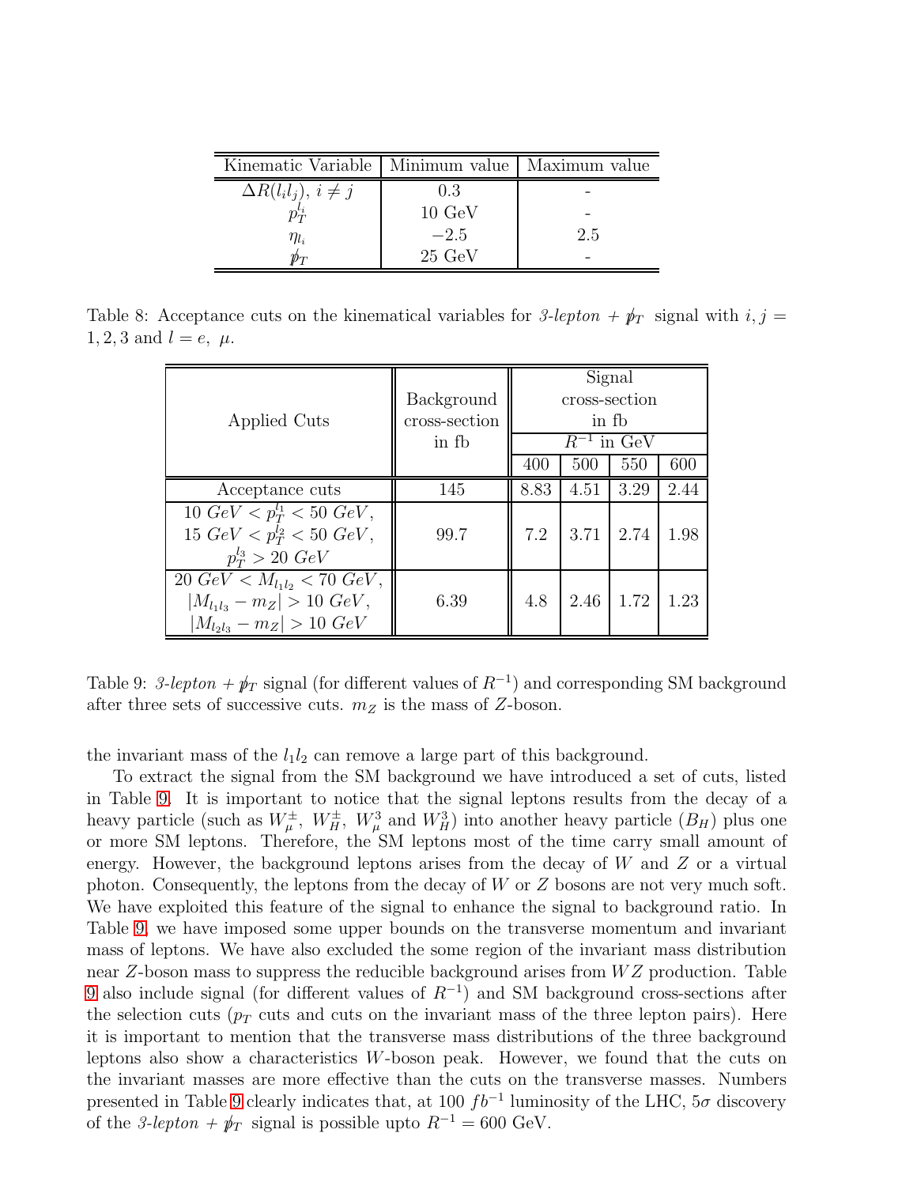| Kinematic Variable | Minimum value | Maximum value |
|---|---|---|
| $\Delta R(l_i l_j),\ i \neq j$ | 0.3 | - |
| $p_T^{l_i}$ | 10 GeV | - |
| $\eta_{l_i}$ | $-2.5$ | 2.5 |
| $\not{p}_T$ | 25 GeV | - |

Table 8: Acceptance cuts on the kinematical variables for *3-lepton* + $\not{p}_T$ signal with $i, j = 1, 2, 3$ and $l = e,\ \mu$.

| Applied Cuts | Background cross-section in fb | Signal cross-section in fb ($R^{-1}$ in GeV) 400 | 500 | 550 | 600 |
|---|---|---|---|---|---|
| Acceptance cuts | 145 | 8.83 | 4.51 | 3.29 | 2.44 |
| $10\ GeV < p_T^{l_1} < 50\ GeV$, $15\ GeV < p_T^{l_2} < 50\ GeV$, $p_T^{l_3} > 20\ GeV$ | 99.7 | 7.2 | 3.71 | 2.74 | 1.98 |
| $20\ GeV < M_{l_1 l_2} < 70\ GeV$, $\lvert M_{l_1 l_3} - m_Z \rvert > 10\ GeV$, $\lvert M_{l_2 l_3} - m_Z \rvert > 10\ GeV$ | 6.39 | 4.8 | 2.46 | 1.72 | 1.23 |

Table 9: *3-lepton* + $\not{p}_T$ signal (for different values of $R^{-1}$) and corresponding SM background after three sets of successive cuts. $m_Z$ is the mass of $Z$-boson.

the invariant mass of the $l_1 l_2$ can remove a large part of this background.

To extract the signal from the SM background we have introduced a set of cuts, listed in Table 9. It is important to notice that the signal leptons results from the decay of a heavy particle (such as $W_\mu^\pm$, $W_H^\pm$, $W_\mu^3$ and $W_H^3$) into another heavy particle ($B_H$) plus one or more SM leptons. Therefore, the SM leptons most of the time carry small amount of energy. However, the background leptons arises from the decay of $W$ and $Z$ or a virtual photon. Consequently, the leptons from the decay of $W$ or $Z$ bosons are not very much soft. We have exploited this feature of the signal to enhance the signal to background ratio. In Table 9, we have imposed some upper bounds on the transverse momentum and invariant mass of leptons. We have also excluded the some region of the invariant mass distribution near $Z$-boson mass to suppress the reducible background arises from $WZ$ production. Table 9 also include signal (for different values of $R^{-1}$) and SM background cross-sections after the selection cuts ($p_T$ cuts and cuts on the invariant mass of the three lepton pairs). Here it is important to mention that the transverse mass distributions of the three background leptons also show a characteristics $W$-boson peak. However, we found that the cuts on the invariant masses are more effective than the cuts on the transverse masses. Numbers presented in Table 9 clearly indicates that, at 100 $fb^{-1}$ luminosity of the LHC, $5\sigma$ discovery of the *3-lepton* + $\not{p}_T$ signal is possible upto $R^{-1} = 600$ GeV.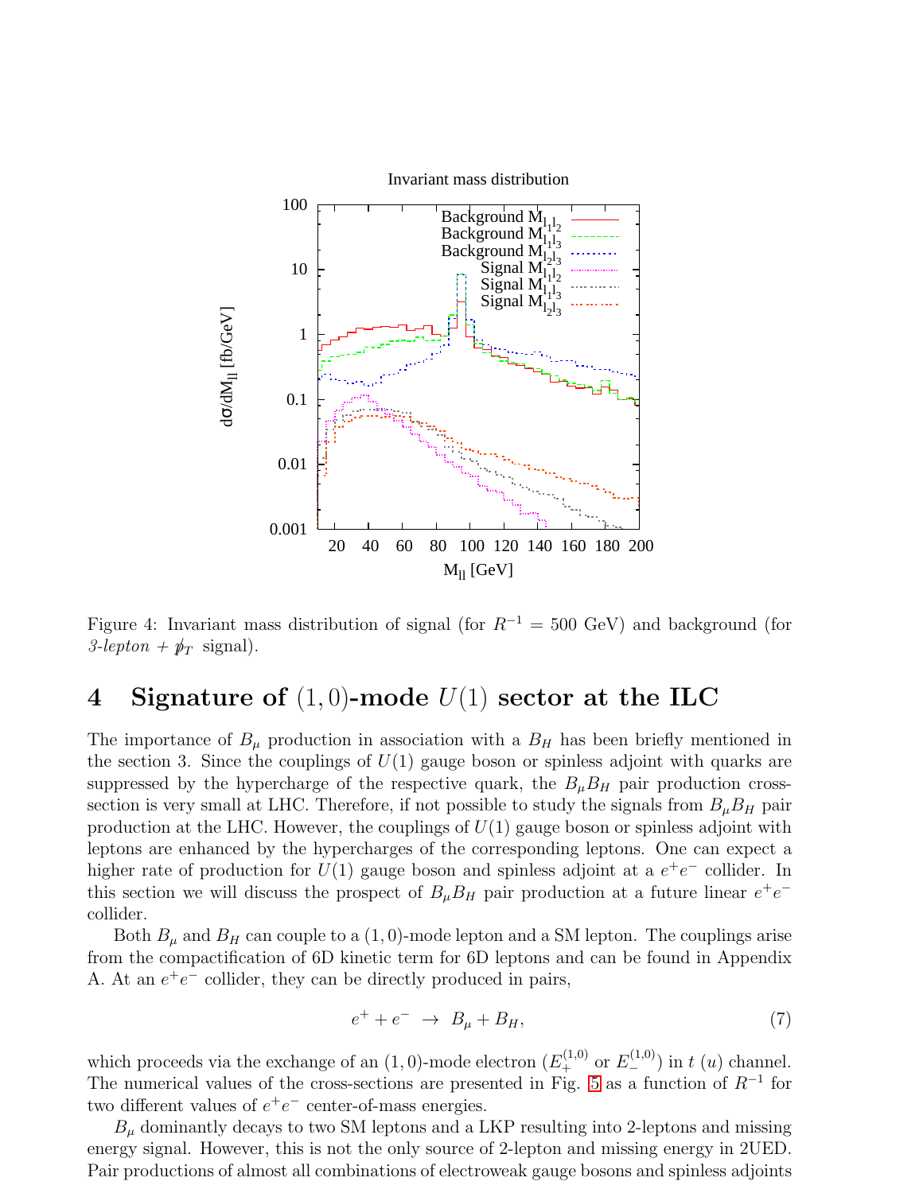Figure 4: Invariant mass distribution of signal (for $R^{-1} = 500$ GeV) and background (for *3-lepton* + $\not{p}_T$ signal).

## 4 Signature of $(1, 0)$-mode $U(1)$ sector at the ILC

The importance of $B_\mu$ production in association with a $B_H$ has been briefly mentioned in the section 3. Since the couplings of $U(1)$ gauge boson or spinless adjoint with quarks are suppressed by the hypercharge of the respective quark, the $B_\mu B_H$ pair production cross-section is very small at LHC. Therefore, if not possible to study the signals from $B_\mu B_H$ pair production at the LHC. However, the couplings of $U(1)$ gauge boson or spinless adjoint with leptons are enhanced by the hypercharges of the corresponding leptons. One can expect a higher rate of production for $U(1)$ gauge boson and spinless adjoint at a $e^+e^-$ collider. In this section we will discuss the prospect of $B_\mu B_H$ pair production at a future linear $e^+e^-$ collider.

Both $B_\mu$ and $B_H$ can couple to a $(1, 0)$-mode lepton and a SM lepton. The couplings arise from the compactification of 6D kinetic term for 6D leptons and can be found in Appendix A. At an $e^+e^-$ collider, they can be directly produced in pairs,

$$e^+ + e^- \rightarrow B_\mu + B_H, \tag{7}$$

which proceeds via the exchange of an $(1, 0)$-mode electron ($E_+^{(1,0)}$ or $E_-^{(1,0)}$) in $t$ ($u$) channel. The numerical values of the cross-sections are presented in Fig. 5 as a function of $R^{-1}$ for two different values of $e^+e^-$ center-of-mass energies.

$B_\mu$ dominantly decays to two SM leptons and a LKP resulting into 2-leptons and missing energy signal. However, this is not the only source of 2-lepton and missing energy in 2UED. Pair productions of almost all combinations of electroweak gauge bosons and spinless adjoints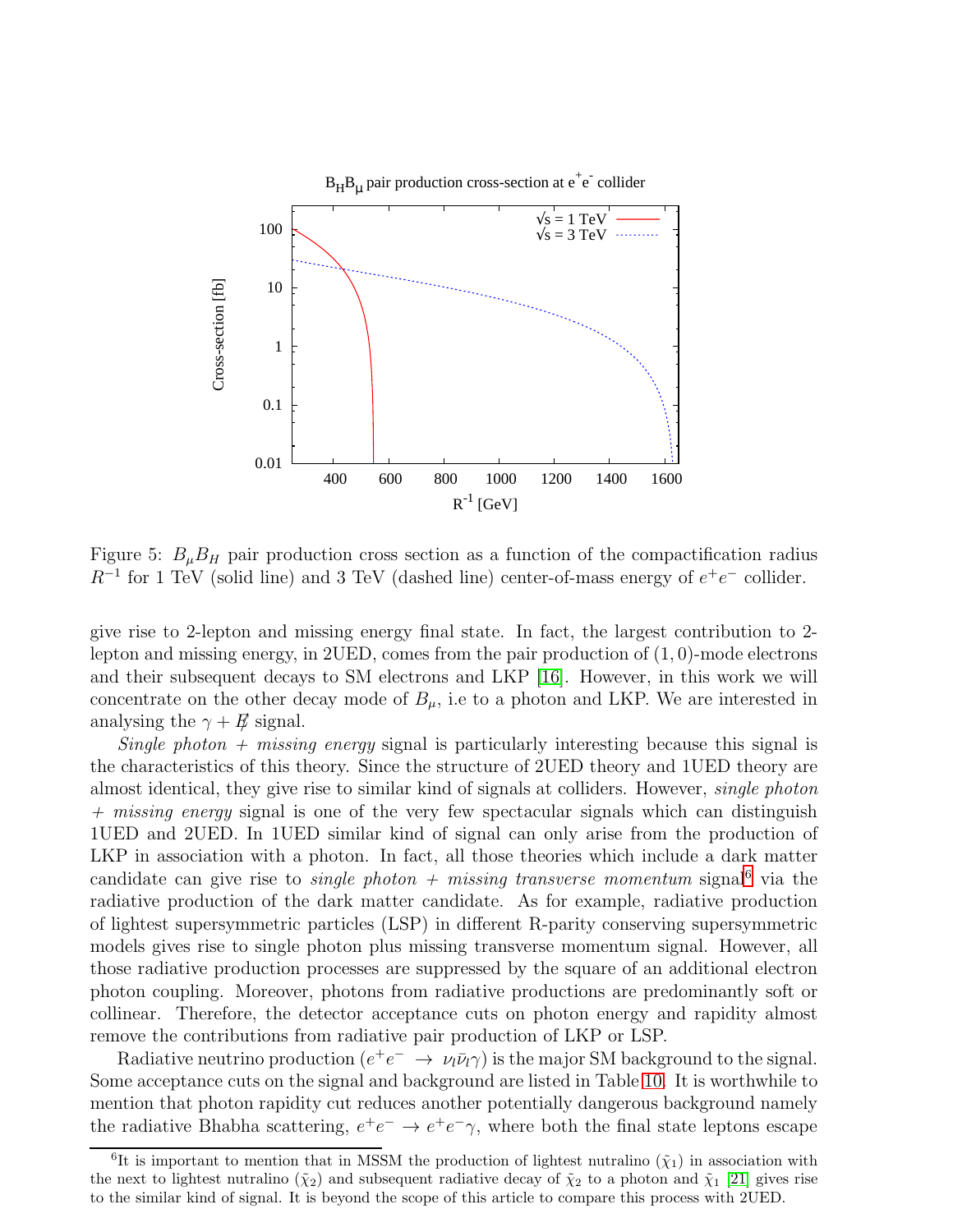Figure 5: $B_\mu B_H$ pair production cross section as a function of the compactification radius $R^{-1}$ for 1 TeV (solid line) and 3 TeV (dashed line) center-of-mass energy of $e^+e^-$ collider.

give rise to 2-lepton and missing energy final state. In fact, the largest contribution to 2-lepton and missing energy, in 2UED, comes from the pair production of $(1,0)$-mode electrons and their subsequent decays to SM electrons and LKP [16]. However, in this work we will concentrate on the other decay mode of $B_\mu$, i.e to a photon and LKP. We are interested in analysing the $\gamma + \not{E}$ signal.

*Single photon + missing energy* signal is particularly interesting because this signal is the characteristics of this theory. Since the structure of 2UED theory and 1UED theory are almost identical, they give rise to similar kind of signals at colliders. However, *single photon + missing energy* signal is one of the very few spectacular signals which can distinguish 1UED and 2UED. In 1UED similar kind of signal can only arise from the production of LKP in association with a photon. In fact, all those theories which include a dark matter candidate can give rise to *single photon + missing transverse momentum* signal[6] via the radiative production of the dark matter candidate. As for example, radiative production of lightest supersymmetric particles (LSP) in different R-parity conserving supersymmetric models gives rise to single photon plus missing transverse momentum signal. However, all those radiative production processes are suppressed by the square of an additional electron photon coupling. Moreover, photons from radiative productions are predominantly soft or collinear. Therefore, the detector acceptance cuts on photon energy and rapidity almost remove the contributions from radiative pair production of LKP or LSP.

Radiative neutrino production ($e^+e^- \rightarrow \nu_l\bar{\nu}_l\gamma$) is the major SM background to the signal. Some acceptance cuts on the signal and background are listed in Table 10. It is worthwhile to mention that photon rapidity cut reduces another potentially dangerous background namely the radiative Bhabha scattering, $e^+e^- \rightarrow e^+e^-\gamma$, where both the final state leptons escape

[6] It is important to mention that in MSSM the production of lightest nutralino ($\tilde{\chi}_1$) in association with the next to lightest nutralino ($\tilde{\chi}_2$) and subsequent radiative decay of $\tilde{\chi}_2$ to a photon and $\tilde{\chi}_1$ [21] gives rise to the similar kind of signal. It is beyond the scope of this article to compare this process with 2UED.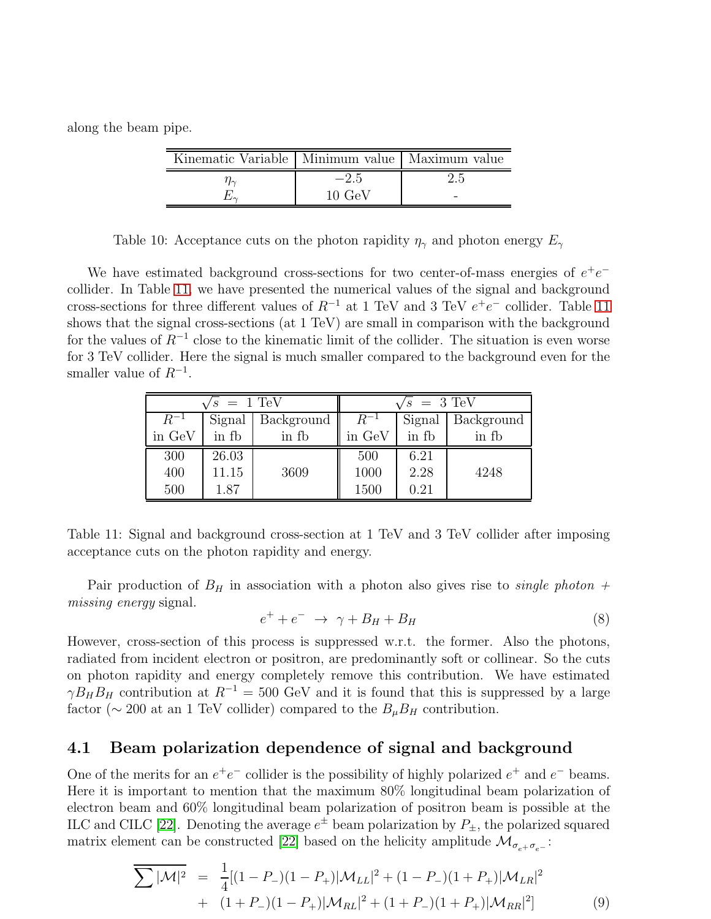along the beam pipe.

| Kinematic Variable | Minimum value | Maximum value |
|---|---|---|
| $\eta_\gamma$ | $-2.5$ | 2.5 |
| $E_\gamma$ | 10 GeV | - |

Table 10: Acceptance cuts on the photon rapidity $\eta_\gamma$ and photon energy $E_\gamma$

We have estimated background cross-sections for two center-of-mass energies of $e^+e^-$ collider. In Table 11, we have presented the numerical values of the signal and background cross-sections for three different values of $R^{-1}$ at 1 TeV and 3 TeV $e^+e^-$ collider. Table 11 shows that the signal cross-sections (at 1 TeV) are small in comparison with the background for the values of $R^{-1}$ close to the kinematic limit of the collider. The situation is even worse for 3 TeV collider. Here the signal is much smaller compared to the background even for the smaller value of $R^{-1}$.

| $\sqrt{s}$ = 1 TeV | | | $\sqrt{s}$ = 3 TeV | | |
|---|---|---|---|---|---|
| $R^{-1}$ in GeV | Signal in fb | Background in fb | $R^{-1}$ in GeV | Signal in fb | Background in fb |
| 300 | 26.03 | | 500 | 6.21 | |
| 400 | 11.15 | 3609 | 1000 | 2.28 | 4248 |
| 500 | 1.87 | | 1500 | 0.21 | |

Table 11: Signal and background cross-section at 1 TeV and 3 TeV collider after imposing acceptance cuts on the photon rapidity and energy.

Pair production of $B_H$ in association with a photon also gives rise to *single photon + missing energy* signal.

$$e^+ + e^- \ \rightarrow \ \gamma + B_H + B_H \tag{8}$$

However, cross-section of this process is suppressed w.r.t. the former. Also the photons, radiated from incident electron or positron, are predominantly soft or collinear. So the cuts on photon rapidity and energy completely remove this contribution. We have estimated $\gamma B_H B_H$ contribution at $R^{-1} = 500$ GeV and it is found that this is suppressed by a large factor ($\sim 200$ at an 1 TeV collider) compared to the $B_\mu B_H$ contribution.

### 4.1 Beam polarization dependence of signal and background

One of the merits for an $e^+e^-$ collider is the possibility of highly polarized $e^+$ and $e^-$ beams. Here it is important to mention that the maximum 80% longitudinal beam polarization of electron beam and 60% longitudinal beam polarization of positron beam is possible at the ILC and CILC [22]. Denoting the average $e^\pm$ beam polarization by $P_\pm$, the polarized squared matrix element can be constructed [22] based on the helicity amplitude $\mathcal{M}_{\sigma_{e^+}\sigma_{e^-}}$:

$$\begin{aligned}
\overline{\sum |\mathcal{M}|^2} \ &= \ \frac{1}{4}[(1-P_-)(1-P_+)|\mathcal{M}_{LL}|^2 + (1-P_-)(1+P_+)|\mathcal{M}_{LR}|^2 \\
&+ \ (1+P_-)(1-P_+)|\mathcal{M}_{RL}|^2 + (1+P_-)(1+P_+)|\mathcal{M}_{RR}|^2]
\end{aligned} \tag{9}$$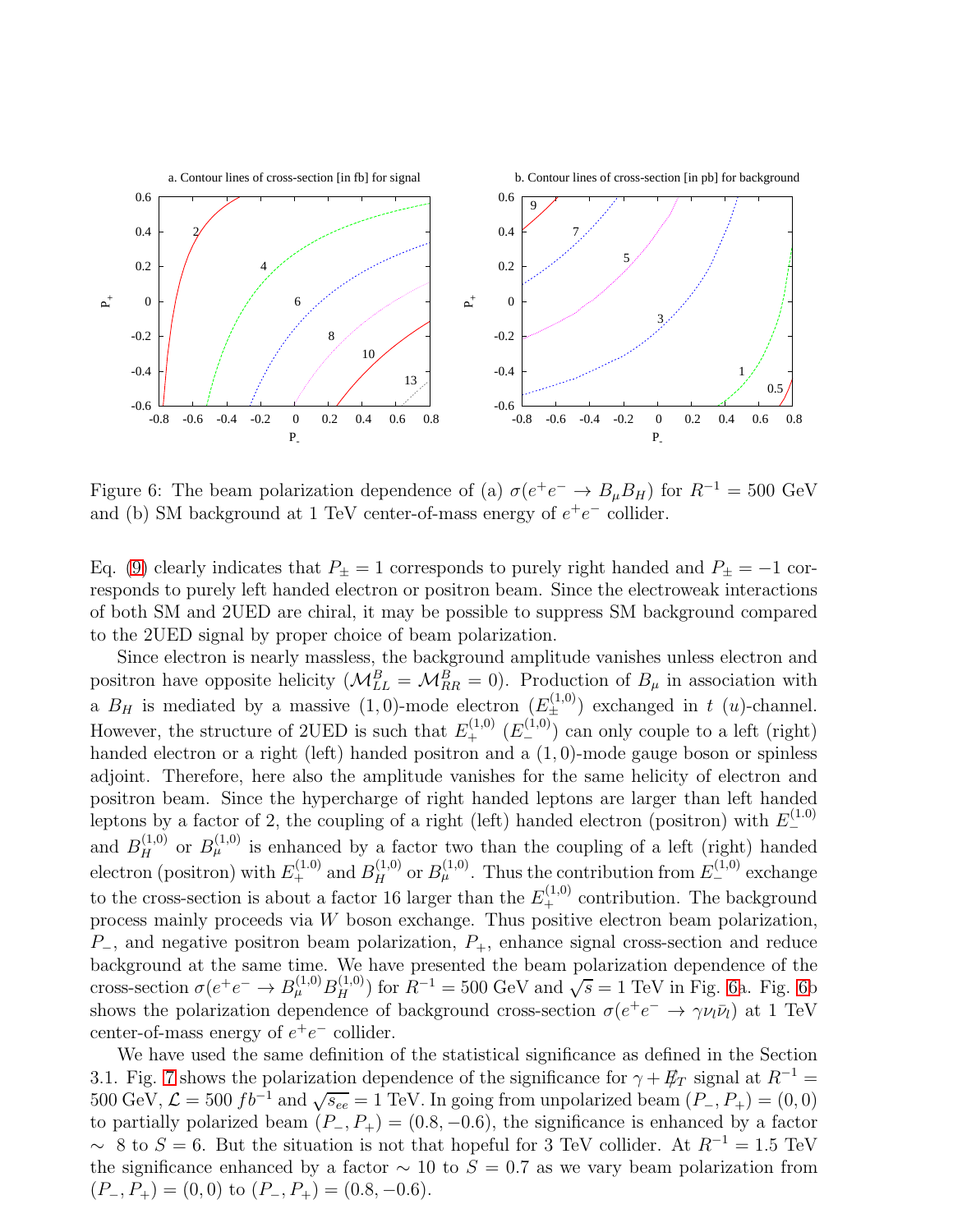Figure 6: The beam polarization dependence of (a) $\sigma(e^+e^- \rightarrow B_\mu B_H)$ for $R^{-1} = 500$ GeV and (b) SM background at 1 TeV center-of-mass energy of $e^+e^-$ collider.

Eq. (9) clearly indicates that $P_\pm = 1$ corresponds to purely right handed and $P_\pm = -1$ corresponds to purely left handed electron or positron beam. Since the electroweak interactions of both SM and 2UED are chiral, it may be possible to suppress SM background compared to the 2UED signal by proper choice of beam polarization.

Since electron is nearly massless, the background amplitude vanishes unless electron and positron have opposite helicity ($\mathcal{M}^B_{LL} = \mathcal{M}^B_{RR} = 0$). Production of $B_\mu$ in association with a $B_H$ is mediated by a massive $(1,0)$-mode electron ($E_\pm^{(1,0)}$) exchanged in $t$ ($u$)-channel. However, the structure of 2UED is such that $E_+^{(1,0)}$ ($E_-^{(1,0)}$) can only couple to a left (right) handed electron or a right (left) handed positron and a $(1,0)$-mode gauge boson or spinless adjoint. Therefore, here also the amplitude vanishes for the same helicity of electron and positron beam. Since the hypercharge of right handed leptons are larger than left handed leptons by a factor of 2, the coupling of a right (left) handed electron (positron) with $E_-^{(1,0)}$ and $B_H^{(1,0)}$ or $B_\mu^{(1,0)}$ is enhanced by a factor two than the coupling of a left (right) handed electron (positron) with $E_+^{(1,0)}$ and $B_H^{(1,0)}$ or $B_\mu^{(1,0)}$. Thus the contribution from $E_-^{(1,0)}$ exchange to the cross-section is about a factor 16 larger than the $E_+^{(1,0)}$ contribution. The background process mainly proceeds via $W$ boson exchange. Thus positive electron beam polarization, $P_-$, and negative positron beam polarization, $P_+$, enhance signal cross-section and reduce background at the same time. We have presented the beam polarization dependence of the cross-section $\sigma(e^+e^- \rightarrow B_\mu^{(1,0)} B_H^{(1,0)})$ for $R^{-1} = 500$ GeV and $\sqrt{s} = 1$ TeV in Fig. 6a. Fig. 6b shows the polarization dependence of background cross-section $\sigma(e^+e^- \rightarrow \gamma\nu_l\bar{\nu}_l)$ at 1 TeV center-of-mass energy of $e^+e^-$ collider.

We have used the same definition of the statistical significance as defined in the Section 3.1. Fig. 7 shows the polarization dependence of the significance for $\gamma + \not{E}_T$ signal at $R^{-1} = 500$ GeV, $\mathcal{L} = 500\ fb^{-1}$ and $\sqrt{s_{ee}} = 1$ TeV. In going from unpolarized beam $(P_-, P_+) = (0,0)$ to partially polarized beam $(P_-, P_+) = (0.8, -0.6)$, the significance is enhanced by a factor $\sim$ 8 to $S = 6$. But the situation is not that hopeful for 3 TeV collider. At $R^{-1} = 1.5$ TeV the significance enhanced by a factor $\sim 10$ to $S = 0.7$ as we vary beam polarization from $(P_-, P_+) = (0,0)$ to $(P_-, P_+) = (0.8, -0.6)$.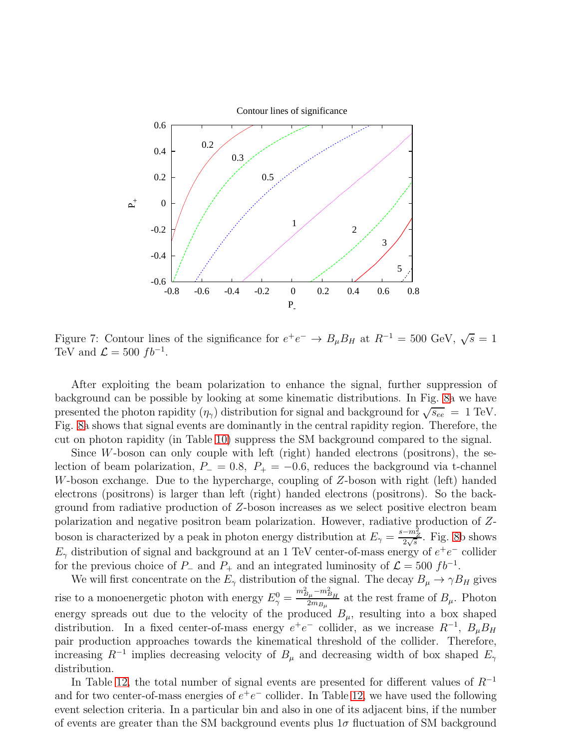Figure 7: Contour lines of the significance for $e^+e^- \to B_\mu B_H$ at $R^{-1} = 500$ GeV, $\sqrt{s} = 1$ TeV and $\mathcal{L} = 500\ fb^{-1}$.

After exploiting the beam polarization to enhance the signal, further suppression of background can be possible by looking at some kinematic distributions. In Fig. 8a we have presented the photon rapidity ($\eta_\gamma$) distribution for signal and background for $\sqrt{s_{ee}} = 1$ TeV. Fig. 8a shows that signal events are dominantly in the central rapidity region. Therefore, the cut on photon rapidity (in Table 10) suppress the SM background compared to the signal.

Since $W$-boson can only couple with left (right) handed electrons (positrons), the selection of beam polarization, $P_- = 0.8,\ P_+ = -0.6$, reduces the background via t-channel $W$-boson exchange. Due to the hypercharge, coupling of $Z$-boson with right (left) handed electrons (positrons) is larger than left (right) handed electrons (positrons). So the background from radiative production of $Z$-boson increases as we select positive electron beam polarization and negative positron beam polarization. However, radiative production of $Z$-boson is characterized by a peak in photon energy distribution at $E_\gamma = \frac{s - m_Z^2}{2\sqrt{s}}$. Fig. 8b shows $E_\gamma$ distribution of signal and background at an 1 TeV center-of-mass energy of $e^+e^-$ collider for the previous choice of $P_-$ and $P_+$ and an integrated luminosity of $\mathcal{L} = 500\ fb^{-1}$.

We will first concentrate on the $E_\gamma$ distribution of the signal. The decay $B_\mu \to \gamma B_H$ gives rise to a monoenergetic photon with energy $E_\gamma^0 = \frac{m_{B_\mu}^2 - m_{B_H}^2}{2m_{B_\mu}}$ at the rest frame of $B_\mu$. Photon energy spreads out due to the velocity of the produced $B_\mu$, resulting into a box shaped distribution. In a fixed center-of-mass energy $e^+e^-$ collider, as we increase $R^{-1}$, $B_\mu B_H$ pair production approaches towards the kinematical threshold of the collider. Therefore, increasing $R^{-1}$ implies decreasing velocity of $B_\mu$ and decreasing width of box shaped $E_\gamma$ distribution.

In Table 12, the total number of signal events are presented for different values of $R^{-1}$ and for two center-of-mass energies of $e^+e^-$ collider. In Table 12, we have used the following event selection criteria. In a particular bin and also in one of its adjacent bins, if the number of events are greater than the SM background events plus $1\sigma$ fluctuation of SM background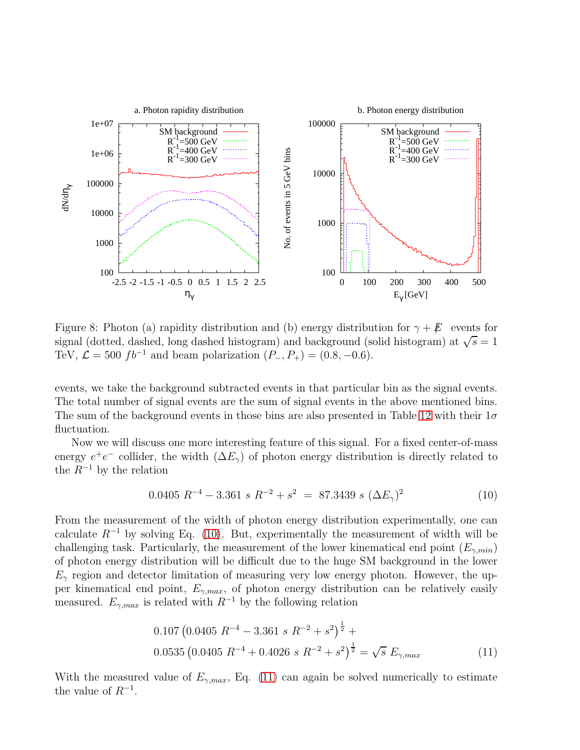Figure 8: Photon (a) rapidity distribution and (b) energy distribution for $\gamma + \not{E}$ events for signal (dotted, dashed, long dashed histogram) and background (solid histogram) at $\sqrt{s} = 1$ TeV, $\mathcal{L} = 500\ fb^{-1}$ and beam polarization $(P_-, P_+) = (0.8, -0.6)$.

events, we take the background subtracted events in that particular bin as the signal events. The total number of signal events are the sum of signal events in the above mentioned bins. The sum of the background events in those bins are also presented in Table 12 with their $1\sigma$ fluctuation.

Now we will discuss one more interesting feature of this signal. For a fixed center-of-mass energy $e^+e^-$ collider, the width $(\Delta E_\gamma)$ of photon energy distribution is directly related to the $R^{-1}$ by the relation

$$0.0405\ R^{-4} - 3.361\ s\ R^{-2} + s^2\ =\ 87.3439\ s\ (\Delta E_\gamma)^2 \tag{10}$$

From the measurement of the width of photon energy distribution experimentally, one can calculate $R^{-1}$ by solving Eq. (10). But, experimentally the measurement of width will be challenging task. Particularly, the measurement of the lower kinematical end point $(E_{\gamma,min})$ of photon energy distribution will be difficult due to the huge SM background in the lower $E_\gamma$ region and detector limitation of measuring very low energy photon. However, the upper kinematical end point, $E_{\gamma,max}$, of photon energy distribution can be relatively easily measured. $E_{\gamma,max}$ is related with $R^{-1}$ by the following relation

$$\begin{aligned} &0.107\left(0.0405\ R^{-4} - 3.361\ s\ R^{-2} + s^2\right)^{\frac{1}{2}} + \\ &0.0535\left(0.0405\ R^{-4} + 0.4026\ s\ R^{-2} + s^2\right)^{\frac{1}{2}} = \sqrt{s}\ E_{\gamma,max} \end{aligned} \tag{11}$$

With the measured value of $E_{\gamma,max}$, Eq. (11) can again be solved numerically to estimate the value of $R^{-1}$.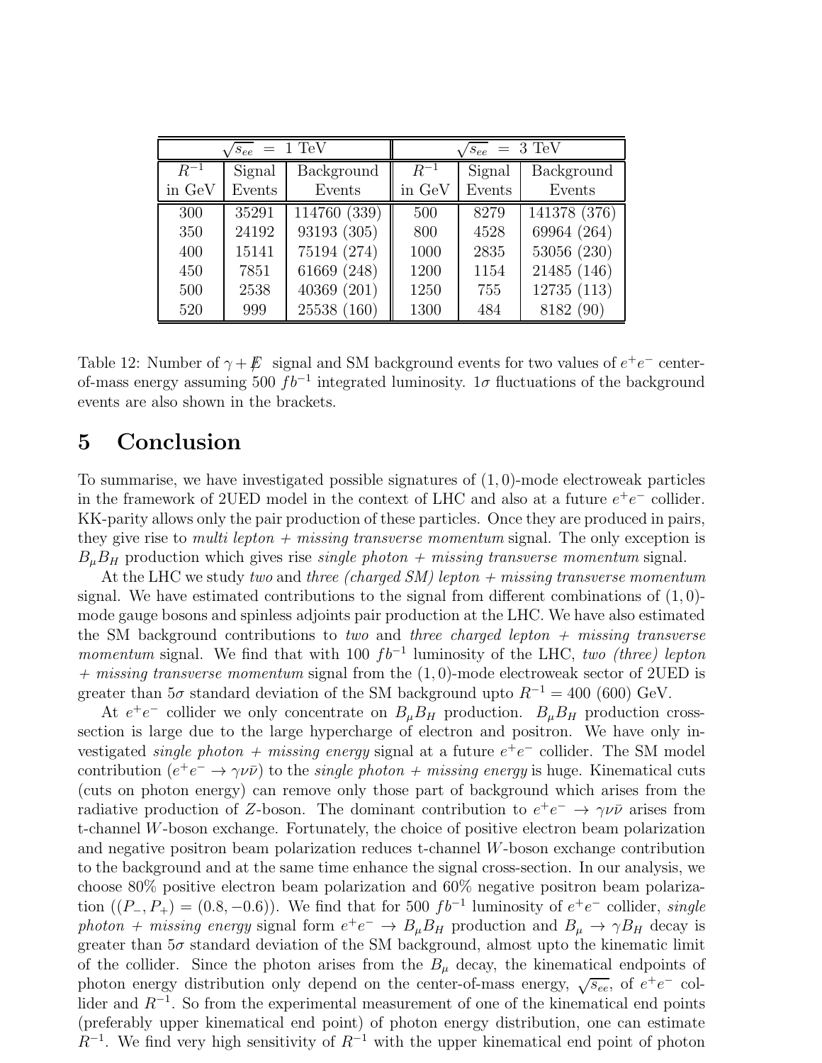| $\sqrt{s_{ee}}$ = 1 TeV | | | $\sqrt{s_{ee}}$ = 3 TeV | | |
|---|---|---|---|---|---|
| $R^{-1}$ in GeV | Signal Events | Background Events | $R^{-1}$ in GeV | Signal Events | Background Events |
| 300 | 35291 | 114760 (339) | 500 | 8279 | 141378 (376) |
| 350 | 24192 | 93193 (305) | 800 | 4528 | 69964 (264) |
| 400 | 15141 | 75194 (274) | 1000 | 2835 | 53056 (230) |
| 450 | 7851 | 61669 (248) | 1200 | 1154 | 21485 (146) |
| 500 | 2538 | 40369 (201) | 1250 | 755 | 12735 (113) |
| 520 | 999 | 25538 (160) | 1300 | 484 | 8182 (90) |

Table 12: Number of $\gamma + \not{E}$ signal and SM background events for two values of $e^+e^-$ center-of-mass energy assuming 500 $fb^{-1}$ integrated luminosity. $1\sigma$ fluctuations of the background events are also shown in the brackets.

# 5 Conclusion

To summarise, we have investigated possible signatures of $(1,0)$-mode electroweak particles in the framework of 2UED model in the context of LHC and also at a future $e^+e^-$ collider. KK-parity allows only the pair production of these particles. Once they are produced in pairs, they give rise to *multi lepton + missing transverse momentum* signal. The only exception is $B_\mu B_H$ production which gives rise *single photon + missing transverse momentum* signal.

At the LHC we study *two* and *three (charged SM) lepton + missing transverse momentum* signal. We have estimated contributions to the signal from different combinations of $(1,0)$-mode gauge bosons and spinless adjoints pair production at the LHC. We have also estimated the SM background contributions to *two* and *three charged lepton + missing transverse momentum* signal. We find that with 100 $fb^{-1}$ luminosity of the LHC, *two (three) lepton + missing transverse momentum* signal from the $(1,0)$-mode electroweak sector of 2UED is greater than $5\sigma$ standard deviation of the SM background upto $R^{-1} = 400$ (600) GeV.

At $e^+e^-$ collider we only concentrate on $B_\mu B_H$ production. $B_\mu B_H$ production cross-section is large due to the large hypercharge of electron and positron. We have only investigated *single photon + missing energy* signal at a future $e^+e^-$ collider. The SM model contribution ($e^+e^- \to \gamma\nu\bar{\nu}$) to the *single photon + missing energy* is huge. Kinematical cuts (cuts on photon energy) can remove only those part of background which arises from the radiative production of $Z$-boson. The dominant contribution to $e^+e^- \to \gamma\nu\bar{\nu}$ arises from t-channel $W$-boson exchange. Fortunately, the choice of positive electron beam polarization and negative positron beam polarization reduces t-channel $W$-boson exchange contribution to the background and at the same time enhance the signal cross-section. In our analysis, we choose 80% positive electron beam polarization and 60% negative positron beam polarization ($(P_-, P_+) = (0.8, -0.6)$). We find that for 500 $fb^{-1}$ luminosity of $e^+e^-$ collider, *single photon + missing energy* signal form $e^+e^- \to B_\mu B_H$ production and $B_\mu \to \gamma B_H$ decay is greater than $5\sigma$ standard deviation of the SM background, almost upto the kinematic limit of the collider. Since the photon arises from the $B_\mu$ decay, the kinematical endpoints of photon energy distribution only depend on the center-of-mass energy, $\sqrt{s_{ee}}$, of $e^+e^-$ collider and $R^{-1}$. So from the experimental measurement of one of the kinematical end points (preferably upper kinematical end point) of photon energy distribution, one can estimate $R^{-1}$. We find very high sensitivity of $R^{-1}$ with the upper kinematical end point of photon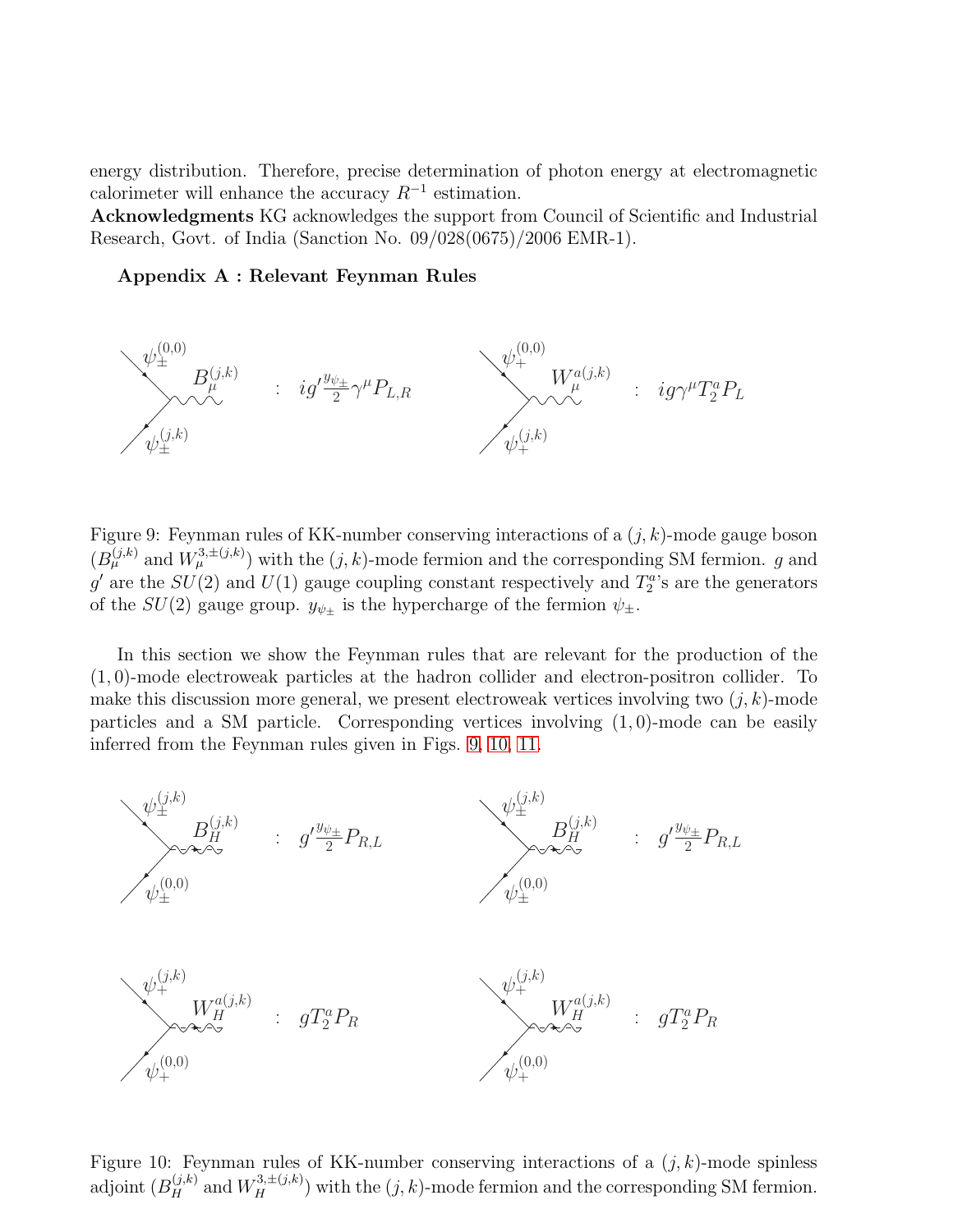energy distribution. Therefore, precise determination of photon energy at electromagnetic calorimeter will enhance the accuracy $R^{-1}$ estimation.

**Acknowledgments** KG acknowledges the support from Council of Scientific and Industrial Research, Govt. of India (Sanction No. 09/028(0675)/2006 EMR-1).

### Appendix A : Relevant Feynman Rules

$\psi_{\pm}^{(0,0)}$, $B_\mu^{(j,k)}$, $\psi_{\pm}^{(j,k)}$ : $ig'\frac{y_{\psi_\pm}}{2}\gamma^\mu P_{L,R}$

$\psi_{+}^{(0,0)}$, $W_\mu^{a(j,k)}$, $\psi_{+}^{(j,k)}$ : $ig\gamma^\mu T_2^a P_L$

Figure 9: Feynman rules of KK-number conserving interactions of a $(j,k)$-mode gauge boson ($B_\mu^{(j,k)}$ and $W_\mu^{3,\pm(j,k)}$) with the $(j,k)$-mode fermion and the corresponding SM fermion. $g$ and $g'$ are the $SU(2)$ and $U(1)$ gauge coupling constant respectively and $T_2^a$'s are the generators of the $SU(2)$ gauge group. $y_{\psi_\pm}$ is the hypercharge of the fermion $\psi_\pm$.

In this section we show the Feynman rules that are relevant for the production of the $(1,0)$-mode electroweak particles at the hadron collider and electron-positron collider. To make this discussion more general, we present electroweak vertices involving two $(j,k)$-mode particles and a SM particle. Corresponding vertices involving $(1,0)$-mode can be easily inferred from the Feynman rules given in Figs. 9, 10, 11.

$\psi_{\pm}^{(j,k)}$, $B_H^{(j,k)}$, $\psi_{\pm}^{(0,0)}$ : $g'\frac{y_{\psi_\pm}}{2}P_{R,L}$

$\psi_{\pm}^{(j,k)}$, $B_H^{(j,k)}$, $\psi_{\pm}^{(0,0)}$ : $g'\frac{y_{\psi_\pm}}{2}P_{R,L}$

$\psi_{+}^{(j,k)}$, $W_H^{a(j,k)}$, $\psi_{+}^{(0,0)}$ : $gT_2^a P_R$

$\psi_{+}^{(j,k)}$, $W_H^{a(j,k)}$, $\psi_{+}^{(0,0)}$ : $gT_2^a P_R$

Figure 10: Feynman rules of KK-number conserving interactions of a $(j,k)$-mode spinless adjoint ($B_H^{(j,k)}$ and $W_H^{3,\pm(j,k)}$) with the $(j,k)$-mode fermion and the corresponding SM fermion.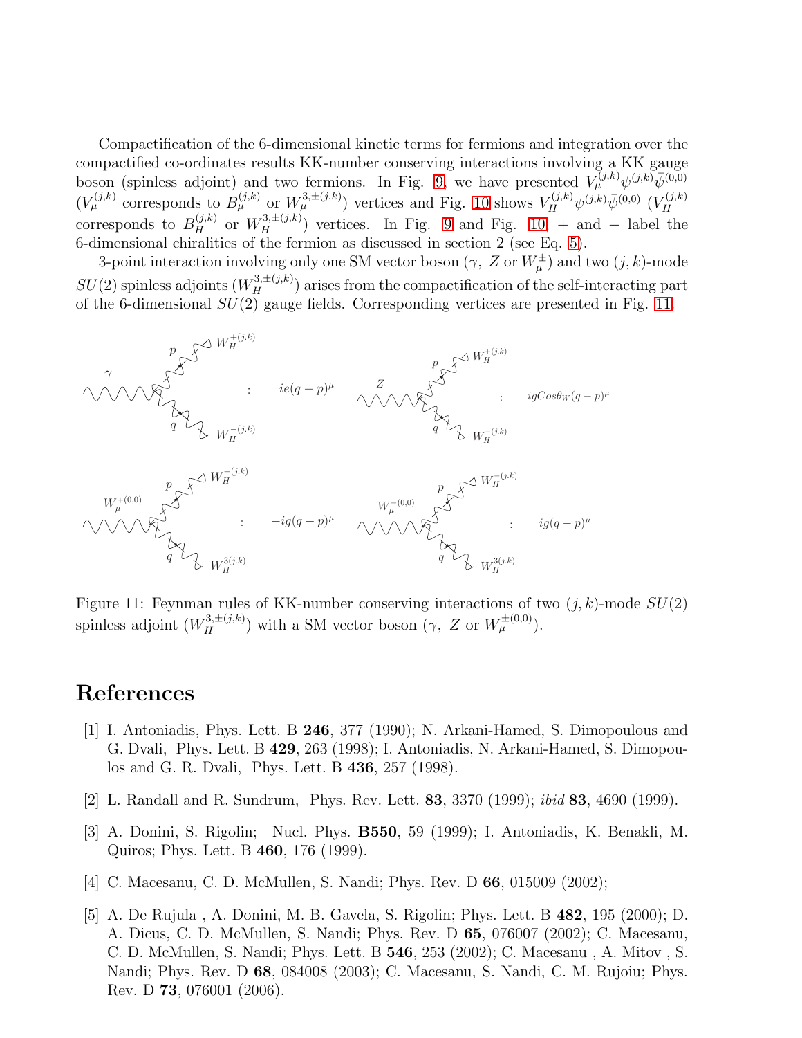Compactification of the 6-dimensional kinetic terms for fermions and integration over the compactified co-ordinates results KK-number conserving interactions involving a KK gauge boson (spinless adjoint) and two fermions. In Fig. 9, we have presented $V_\mu^{(j,k)}\psi^{(j,k)}\bar{\psi}^{(0,0)}$ ($V_\mu^{(j,k)}$ corresponds to $B_\mu^{(j,k)}$ or $W_\mu^{3,\pm(j,k)}$) vertices and Fig. 10 shows $V_H^{(j,k)}\psi^{(j,k)}\bar{\psi}^{(0,0)}$ ($V_H^{(j,k)}$ corresponds to $B_H^{(j,k)}$ or $W_H^{3,\pm(j,k)}$) vertices. In Fig. 9 and Fig. 10, + and − label the 6-dimensional chiralities of the fermion as discussed in section 2 (see Eq. 5).

3-point interaction involving only one SM vector boson ($\gamma,\ Z$ or $W_\mu^\pm$) and two $(j,k)$-mode $SU(2)$ spinless adjoints ($W_H^{3,\pm(j,k)}$) arises from the compactification of the self-interacting part of the 6-dimensional $SU(2)$ gauge fields. Corresponding vertices are presented in Fig. 11.

$\gamma$ – $W_H^{+(j,k)}(p)$ – $W_H^{-(j,k)}(q)$ : $ie(q-p)^\mu$

$Z$ – $W_H^{+(j,k)}(p)$ – $W_H^{-(j,k)}(q)$ : $igCos\theta_W(q-p)^\mu$

$W_\mu^{+(0,0)}$ – $W_H^{+(j,k)}(p)$ – $W_H^{3(j,k)}(q)$ : $-ig(q-p)^\mu$

$W_\mu^{-(0,0)}$ – $W_H^{-(j,k)}(p)$ – $W_H^{3(j,k)}(q)$ : $ig(q-p)^\mu$

Figure 11: Feynman rules of KK-number conserving interactions of two $(j,k)$-mode $SU(2)$ spinless adjoint ($W_H^{3,\pm(j,k)}$) with a SM vector boson ($\gamma,\ Z$ or $W_\mu^{\pm(0,0)}$).

# References

[1] I. Antoniadis, Phys. Lett. B **246**, 377 (1990); N. Arkani-Hamed, S. Dimopoulous and G. Dvali, Phys. Lett. B **429**, 263 (1998); I. Antoniadis, N. Arkani-Hamed, S. Dimopoulos and G. R. Dvali, Phys. Lett. B **436**, 257 (1998).

[2] L. Randall and R. Sundrum, Phys. Rev. Lett. **83**, 3370 (1999); *ibid* **83**, 4690 (1999).

[3] A. Donini, S. Rigolin; Nucl. Phys. **B550**, 59 (1999); I. Antoniadis, K. Benakli, M. Quiros; Phys. Lett. B **460**, 176 (1999).

[4] C. Macesanu, C. D. McMullen, S. Nandi; Phys. Rev. D **66**, 015009 (2002);

[5] A. De Rujula , A. Donini, M. B. Gavela, S. Rigolin; Phys. Lett. B **482**, 195 (2000); D. A. Dicus, C. D. McMullen, S. Nandi; Phys. Rev. D **65**, 076007 (2002); C. Macesanu, C. D. McMullen, S. Nandi; Phys. Lett. B **546**, 253 (2002); C. Macesanu , A. Mitov , S. Nandi; Phys. Rev. D **68**, 084008 (2003); C. Macesanu, S. Nandi, C. M. Rujoiu; Phys. Rev. D **73**, 076001 (2006).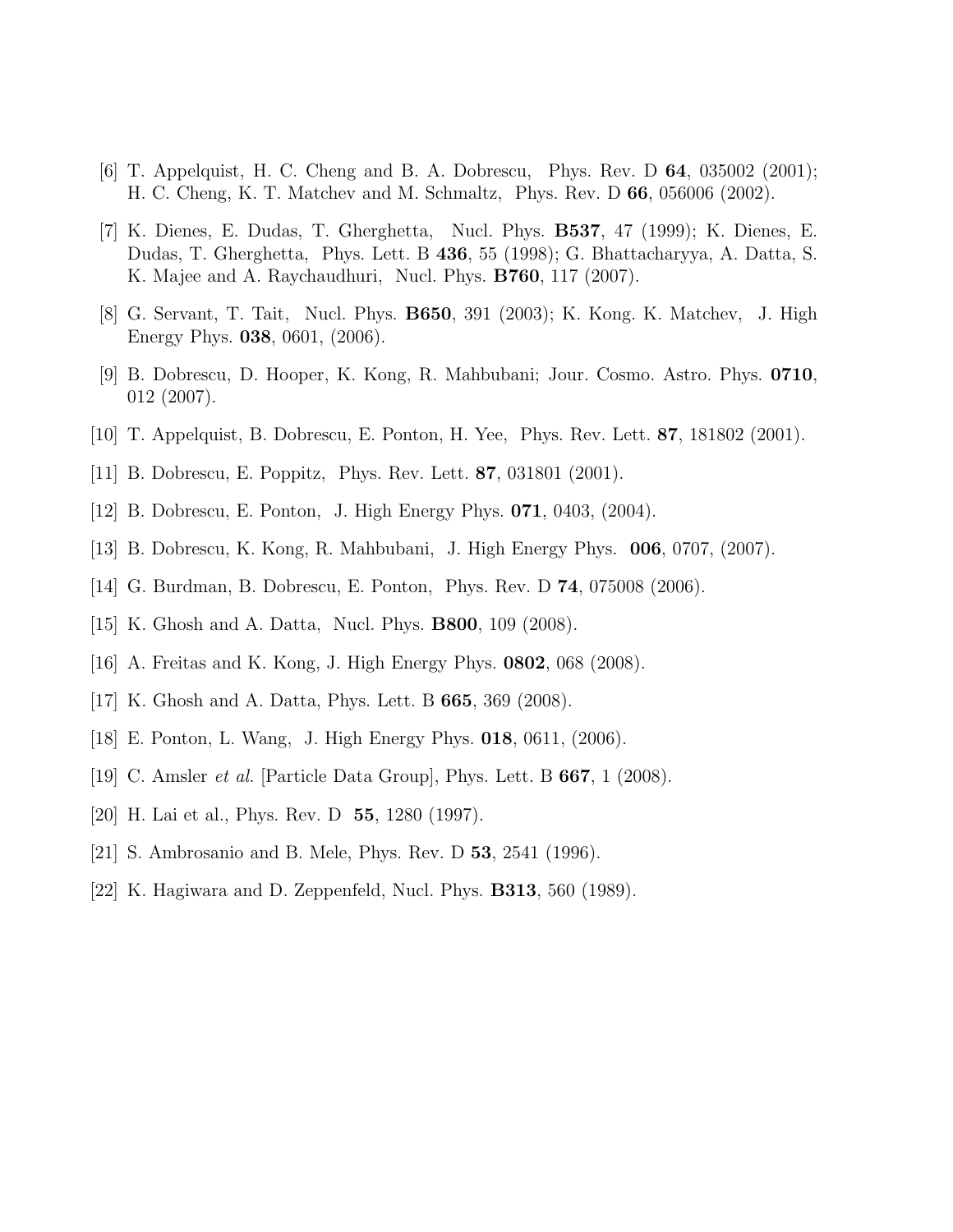[6] T. Appelquist, H. C. Cheng and B. A. Dobrescu, Phys. Rev. D **64**, 035002 (2001); H. C. Cheng, K. T. Matchev and M. Schmaltz, Phys. Rev. D **66**, 056006 (2002).

[7] K. Dienes, E. Dudas, T. Gherghetta, Nucl. Phys. **B537**, 47 (1999); K. Dienes, E. Dudas, T. Gherghetta, Phys. Lett. B **436**, 55 (1998); G. Bhattacharyya, A. Datta, S. K. Majee and A. Raychaudhuri, Nucl. Phys. **B760**, 117 (2007).

[8] G. Servant, T. Tait, Nucl. Phys. **B650**, 391 (2003); K. Kong. K. Matchev, J. High Energy Phys. **038**, 0601, (2006).

[9] B. Dobrescu, D. Hooper, K. Kong, R. Mahbubani; Jour. Cosmo. Astro. Phys. **0710**, 012 (2007).

[10] T. Appelquist, B. Dobrescu, E. Ponton, H. Yee, Phys. Rev. Lett. **87**, 181802 (2001).

[11] B. Dobrescu, E. Poppitz, Phys. Rev. Lett. **87**, 031801 (2001).

[12] B. Dobrescu, E. Ponton, J. High Energy Phys. **071**, 0403, (2004).

[13] B. Dobrescu, K. Kong, R. Mahbubani, J. High Energy Phys. **006**, 0707, (2007).

[14] G. Burdman, B. Dobrescu, E. Ponton, Phys. Rev. D **74**, 075008 (2006).

[15] K. Ghosh and A. Datta, Nucl. Phys. **B800**, 109 (2008).

[16] A. Freitas and K. Kong, J. High Energy Phys. **0802**, 068 (2008).

[17] K. Ghosh and A. Datta, Phys. Lett. B **665**, 369 (2008).

[18] E. Ponton, L. Wang, J. High Energy Phys. **018**, 0611, (2006).

[19] C. Amsler *et al.* [Particle Data Group], Phys. Lett. B **667**, 1 (2008).

[20] H. Lai et al., Phys. Rev. D **55**, 1280 (1997).

[21] S. Ambrosanio and B. Mele, Phys. Rev. D **53**, 2541 (1996).

[22] K. Hagiwara and D. Zeppenfeld, Nucl. Phys. **B313**, 560 (1989).